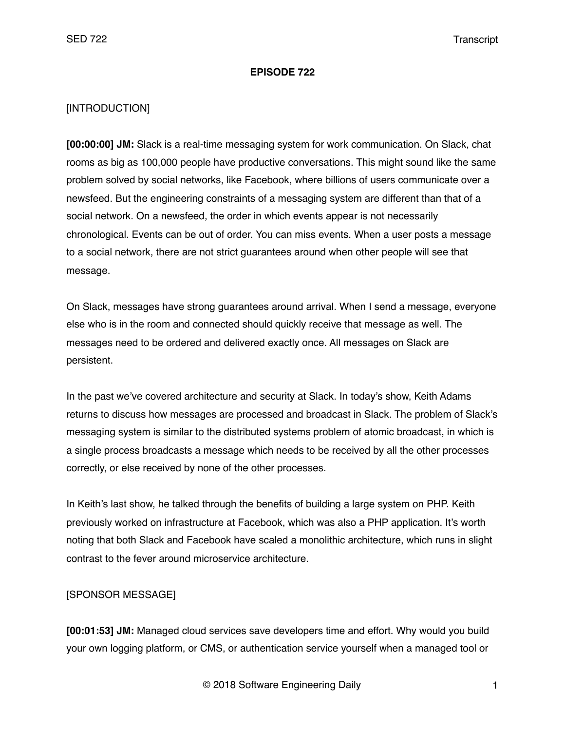# EPISODE 722

[INTRODUCTION]

**[00:00:00] JM:** Slack is a real-time messaging system for work communication. On Slack, chat rooms as big as 100,000 people have productive conversations. This might sound like the same problem solved by social networks, like Facebook, where billions of users communicate over a newsfeed. But the engineering constraints of a messaging system are different than that of a social network. On a newsfeed, the order in which events appear is not necessarily chronological. Events can be out of order. You can miss events. When a user posts a message to a social network, there are not strict guarantees around when other people will see that message.

On Slack, messages have strong guarantees around arrival. When I send a message, everyone else who is in the room and connected should quickly receive that message as well. The messages need to be ordered and delivered exactly once. All messages on Slack are persistent.

In the past we've covered architecture and security at Slack. In today's show, Keith Adams returns to discuss how messages are processed and broadcast in Slack. The problem of Slack's messaging system is similar to the distributed systems problem of atomic broadcast, in which is a single process broadcasts a message which needs to be received by all the other processes correctly, or else received by none of the other processes.

In Keith's last show, he talked through the benefits of building a large system on PHP. Keith previously worked on infrastructure at Facebook, which was also a PHP application. It's worth noting that both Slack and Facebook have scaled a monolithic architecture, which runs in slight contrast to the fever around microservice architecture.

[SPONSOR MESSAGE]

**[00:01:53] JM:** Managed cloud services save developers time and effort. Why would you build your own logging platform, or CMS, or authentication service yourself when a managed tool or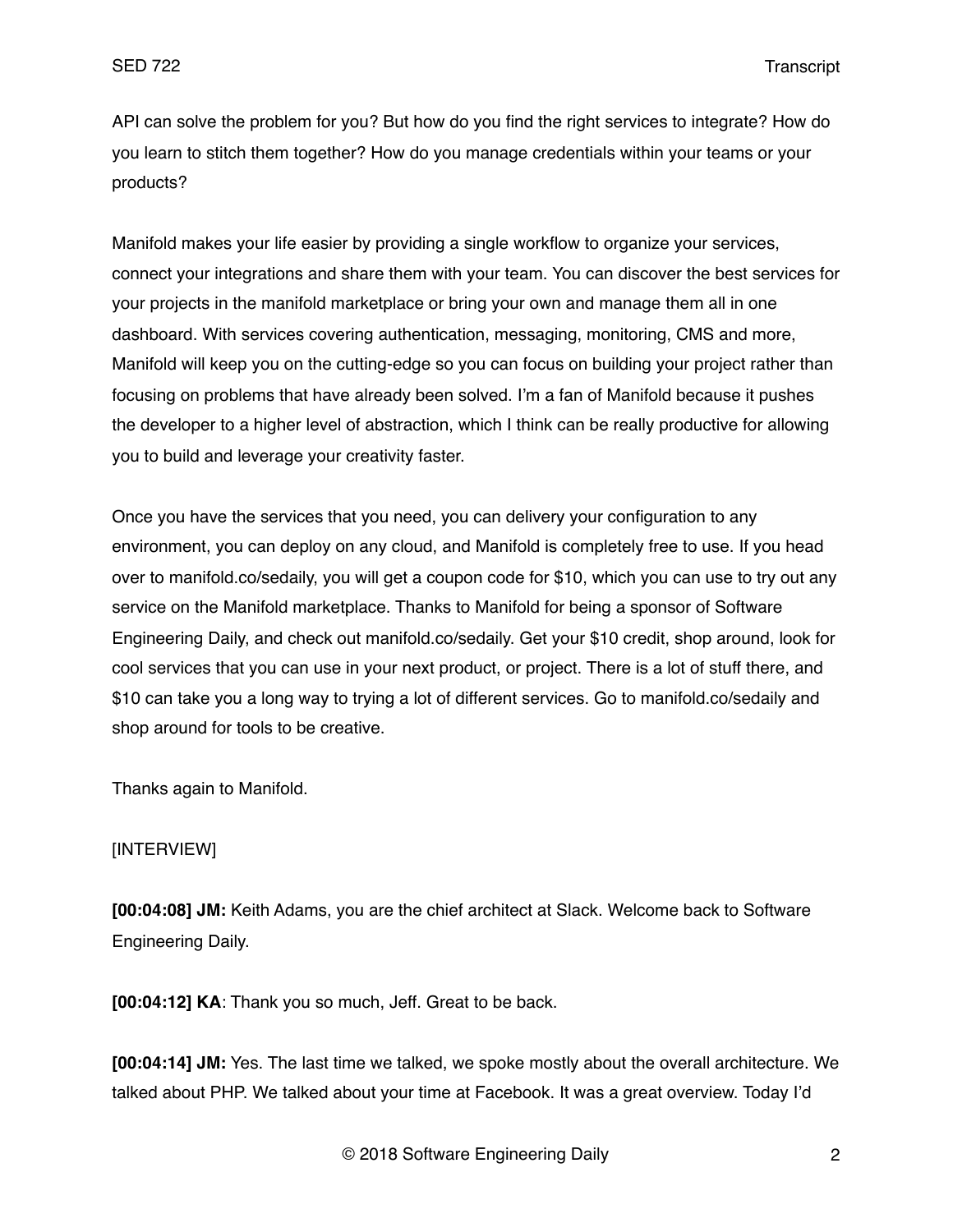API can solve the problem for you? But how do you find the right services to integrate? How do you learn to stitch them together? How do you manage credentials within your teams or your products?

Manifold makes your life easier by providing a single workflow to organize your services, connect your integrations and share them with your team. You can discover the best services for your projects in the manifold marketplace or bring your own and manage them all in one dashboard. With services covering authentication, messaging, monitoring, CMS and more, Manifold will keep you on the cutting-edge so you can focus on building your project rather than focusing on problems that have already been solved. I'm a fan of Manifold because it pushes the developer to a higher level of abstraction, which I think can be really productive for allowing you to build and leverage your creativity faster.

Once you have the services that you need, you can delivery your configuration to any environment, you can deploy on any cloud, and Manifold is completely free to use. If you head over to manifold.co/sedaily, you will get a coupon code for $10, which you can use to try out any service on the Manifold marketplace. Thanks to Manifold for being a sponsor of Software Engineering Daily, and check out manifold.co/sedaily. Get your $10 credit, shop around, look for cool services that you can use in your next product, or project. There is a lot of stuff there, and $10 can take you a long way to trying a lot of different services. Go to manifold.co/sedaily and shop around for tools to be creative.

Thanks again to Manifold.

[INTERVIEW]

**[00:04:08] JM:** Keith Adams, you are the chief architect at Slack. Welcome back to Software Engineering Daily.

**[00:04:12] KA**: Thank you so much, Jeff. Great to be back.

**[00:04:14] JM:** Yes. The last time we talked, we spoke mostly about the overall architecture. We talked about PHP. We talked about your time at Facebook. It was a great overview. Today I'd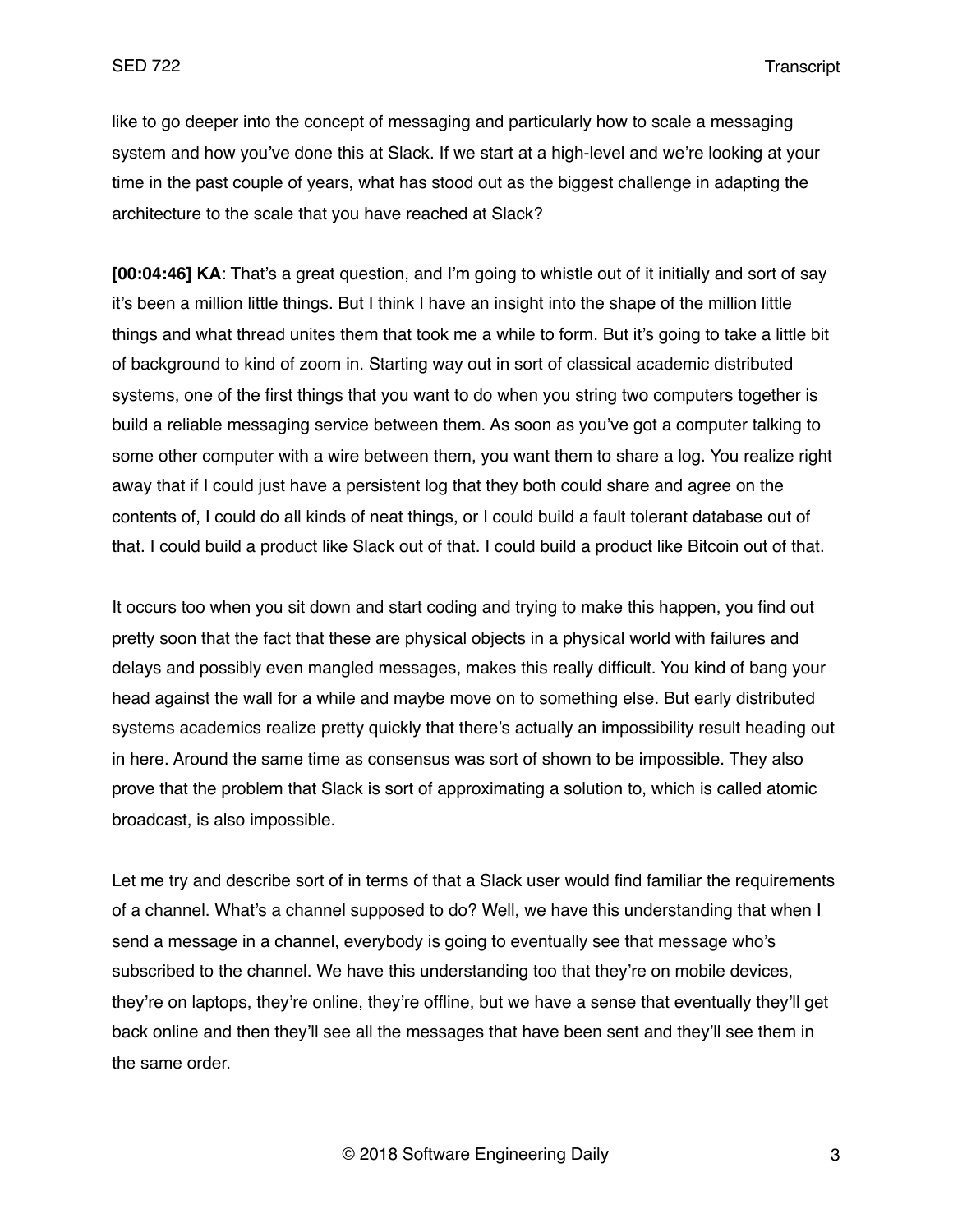like to go deeper into the concept of messaging and particularly how to scale a messaging system and how you've done this at Slack. If we start at a high-level and we're looking at your time in the past couple of years, what has stood out as the biggest challenge in adapting the architecture to the scale that you have reached at Slack?

**[00:04:46] KA**: That's a great question, and I'm going to whistle out of it initially and sort of say it's been a million little things. But I think I have an insight into the shape of the million little things and what thread unites them that took me a while to form. But it's going to take a little bit of background to kind of zoom in. Starting way out in sort of classical academic distributed systems, one of the first things that you want to do when you string two computers together is build a reliable messaging service between them. As soon as you've got a computer talking to some other computer with a wire between them, you want them to share a log. You realize right away that if I could just have a persistent log that they both could share and agree on the contents of, I could do all kinds of neat things, or I could build a fault tolerant database out of that. I could build a product like Slack out of that. I could build a product like Bitcoin out of that.

It occurs too when you sit down and start coding and trying to make this happen, you find out pretty soon that the fact that these are physical objects in a physical world with failures and delays and possibly even mangled messages, makes this really difficult. You kind of bang your head against the wall for a while and maybe move on to something else. But early distributed systems academics realize pretty quickly that there's actually an impossibility result heading out in here. Around the same time as consensus was sort of shown to be impossible. They also prove that the problem that Slack is sort of approximating a solution to, which is called atomic broadcast, is also impossible.

Let me try and describe sort of in terms of that a Slack user would find familiar the requirements of a channel. What's a channel supposed to do? Well, we have this understanding that when I send a message in a channel, everybody is going to eventually see that message who's subscribed to the channel. We have this understanding too that they're on mobile devices, they're on laptops, they're online, they're offline, but we have a sense that eventually they'll get back online and then they'll see all the messages that have been sent and they'll see them in the same order.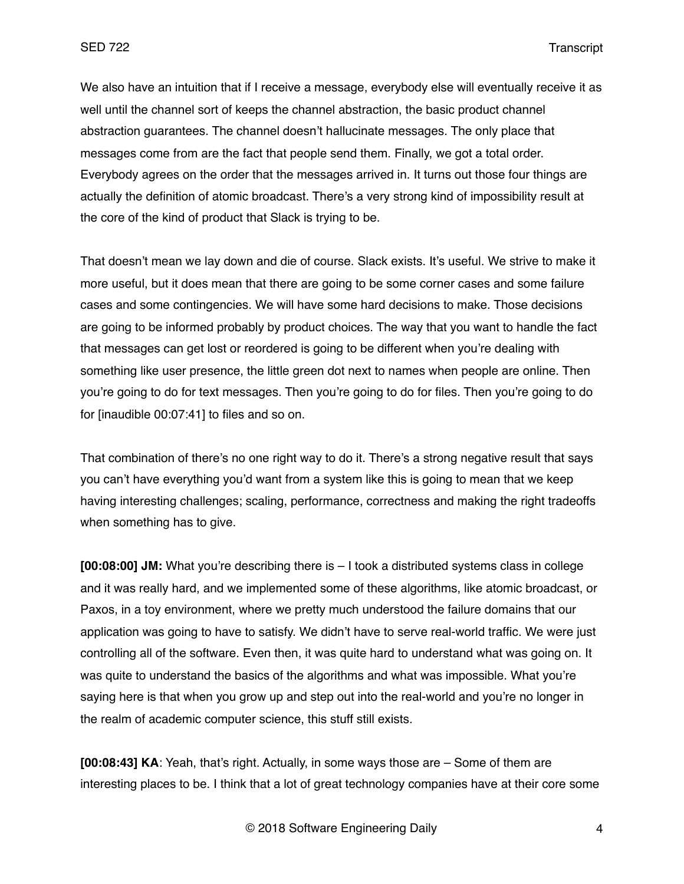We also have an intuition that if I receive a message, everybody else will eventually receive it as well until the channel sort of keeps the channel abstraction, the basic product channel abstraction guarantees. The channel doesn't hallucinate messages. The only place that messages come from are the fact that people send them. Finally, we got a total order. Everybody agrees on the order that the messages arrived in. It turns out those four things are actually the definition of atomic broadcast. There's a very strong kind of impossibility result at the core of the kind of product that Slack is trying to be.

That doesn't mean we lay down and die of course. Slack exists. It's useful. We strive to make it more useful, but it does mean that there are going to be some corner cases and some failure cases and some contingencies. We will have some hard decisions to make. Those decisions are going to be informed probably by product choices. The way that you want to handle the fact that messages can get lost or reordered is going to be different when you're dealing with something like user presence, the little green dot next to names when people are online. Then you're going to do for text messages. Then you're going to do for files. Then you're going to do for [inaudible 00:07:41] to files and so on.

That combination of there's no one right way to do it. There's a strong negative result that says you can't have everything you'd want from a system like this is going to mean that we keep having interesting challenges; scaling, performance, correctness and making the right tradeoffs when something has to give.

**[00:08:00] JM:** What you're describing there is – I took a distributed systems class in college and it was really hard, and we implemented some of these algorithms, like atomic broadcast, or Paxos, in a toy environment, where we pretty much understood the failure domains that our application was going to have to satisfy. We didn't have to serve real-world traffic. We were just controlling all of the software. Even then, it was quite hard to understand what was going on. It was quite to understand the basics of the algorithms and what was impossible. What you're saying here is that when you grow up and step out into the real-world and you're no longer in the realm of academic computer science, this stuff still exists.

**[00:08:43] KA**: Yeah, that's right. Actually, in some ways those are – Some of them are interesting places to be. I think that a lot of great technology companies have at their core some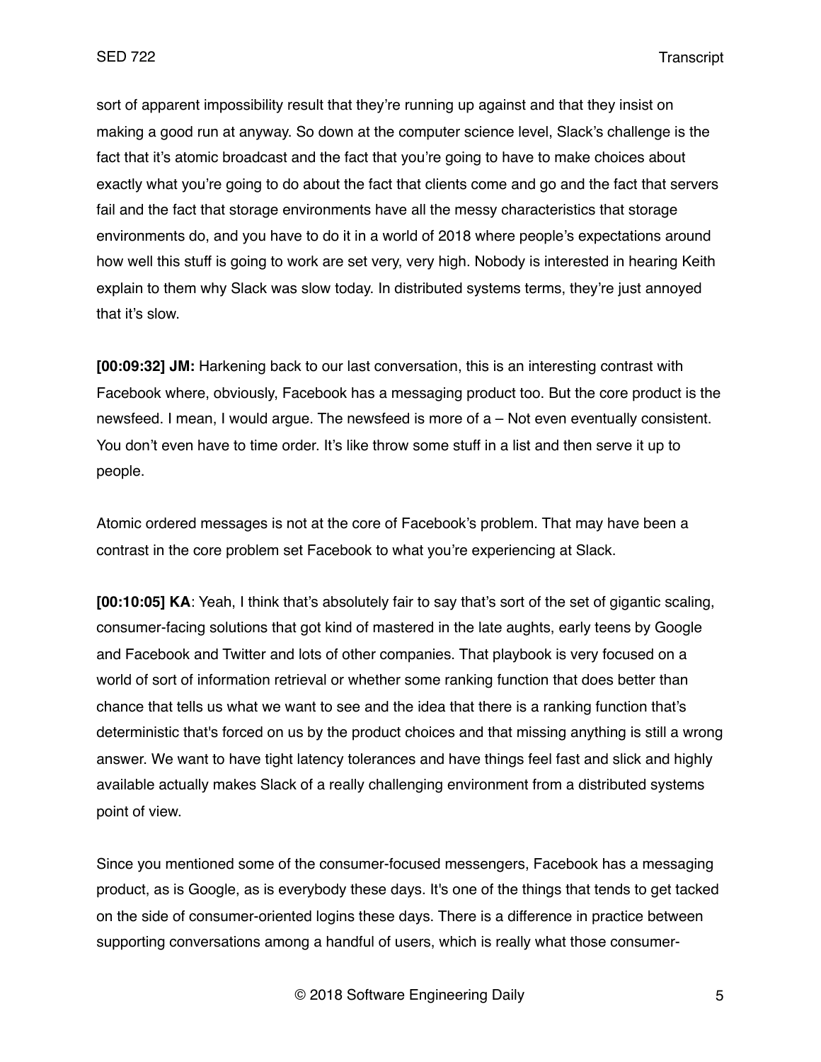sort of apparent impossibility result that they're running up against and that they insist on making a good run at anyway. So down at the computer science level, Slack's challenge is the fact that it's atomic broadcast and the fact that you're going to have to make choices about exactly what you're going to do about the fact that clients come and go and the fact that servers fail and the fact that storage environments have all the messy characteristics that storage environments do, and you have to do it in a world of 2018 where people's expectations around how well this stuff is going to work are set very, very high. Nobody is interested in hearing Keith explain to them why Slack was slow today. In distributed systems terms, they're just annoyed that it's slow.

**[00:09:32] JM:** Harkening back to our last conversation, this is an interesting contrast with Facebook where, obviously, Facebook has a messaging product too. But the core product is the newsfeed. I mean, I would argue. The newsfeed is more of a – Not even eventually consistent. You don't even have to time order. It's like throw some stuff in a list and then serve it up to people.

Atomic ordered messages is not at the core of Facebook's problem. That may have been a contrast in the core problem set Facebook to what you're experiencing at Slack.

**[00:10:05] KA**: Yeah, I think that's absolutely fair to say that's sort of the set of gigantic scaling, consumer-facing solutions that got kind of mastered in the late aughts, early teens by Google and Facebook and Twitter and lots of other companies. That playbook is very focused on a world of sort of information retrieval or whether some ranking function that does better than chance that tells us what we want to see and the idea that there is a ranking function that's deterministic that's forced on us by the product choices and that missing anything is still a wrong answer. We want to have tight latency tolerances and have things feel fast and slick and highly available actually makes Slack of a really challenging environment from a distributed systems point of view.

Since you mentioned some of the consumer-focused messengers, Facebook has a messaging product, as is Google, as is everybody these days. It's one of the things that tends to get tacked on the side of consumer-oriented logins these days. There is a difference in practice between supporting conversations among a handful of users, which is really what those consumer-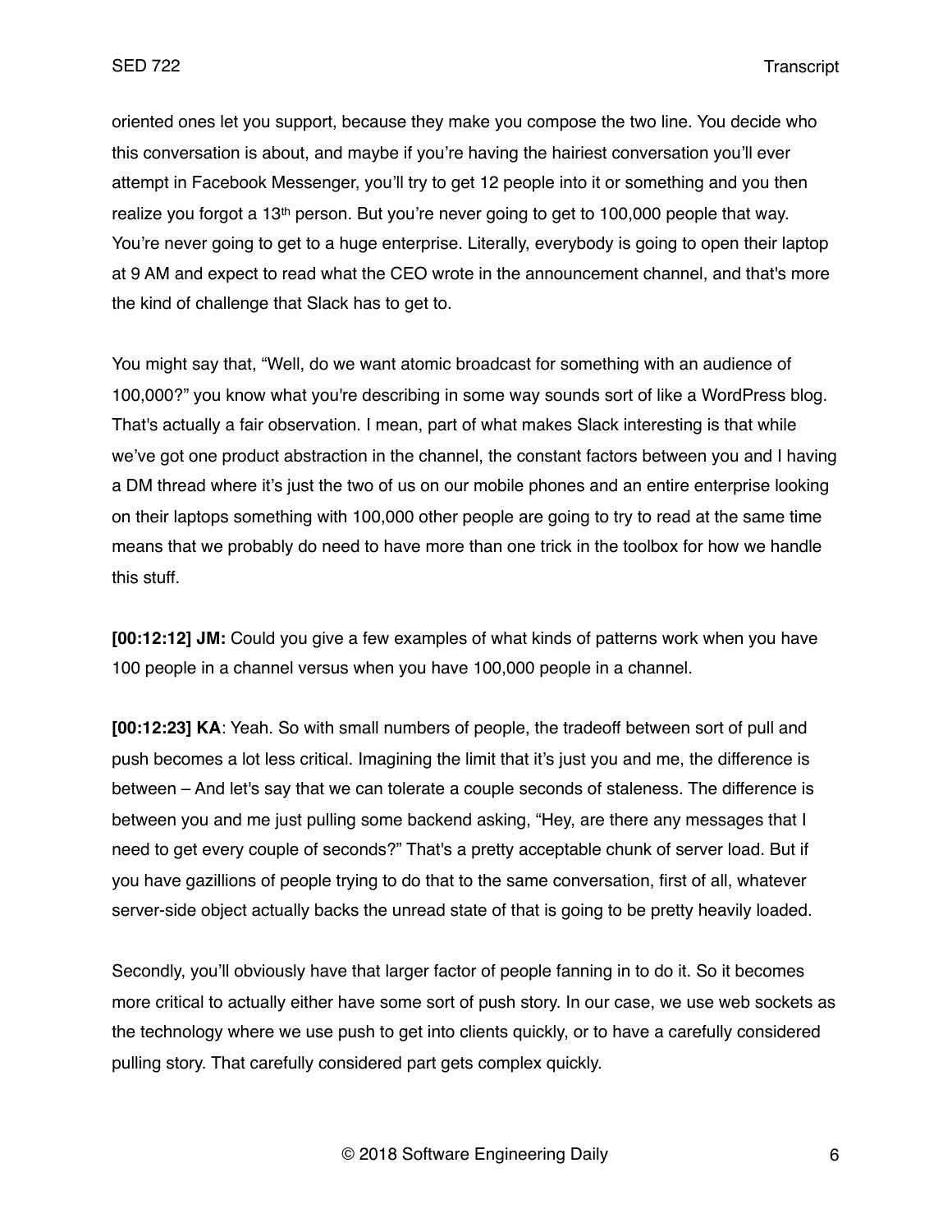oriented ones let you support, because they make you compose the two line. You decide who this conversation is about, and maybe if you're having the hairiest conversation you'll ever attempt in Facebook Messenger, you'll try to get 12 people into it or something and you then realize you forgot a 13th person. But you're never going to get to 100,000 people that way. You're never going to get to a huge enterprise. Literally, everybody is going to open their laptop at 9 AM and expect to read what the CEO wrote in the announcement channel, and that's more the kind of challenge that Slack has to get to.

You might say that, "Well, do we want atomic broadcast for something with an audience of 100,000?" you know what you're describing in some way sounds sort of like a WordPress blog. That's actually a fair observation. I mean, part of what makes Slack interesting is that while we've got one product abstraction in the channel, the constant factors between you and I having a DM thread where it's just the two of us on our mobile phones and an entire enterprise looking on their laptops something with 100,000 other people are going to try to read at the same time means that we probably do need to have more than one trick in the toolbox for how we handle this stuff.

**[00:12:12] JM:** Could you give a few examples of what kinds of patterns work when you have 100 people in a channel versus when you have 100,000 people in a channel.

**[00:12:23] KA**: Yeah. So with small numbers of people, the tradeoff between sort of pull and push becomes a lot less critical. Imagining the limit that it's just you and me, the difference is between – And let's say that we can tolerate a couple seconds of staleness. The difference is between you and me just pulling some backend asking, "Hey, are there any messages that I need to get every couple of seconds?" That's a pretty acceptable chunk of server load. But if you have gazillions of people trying to do that to the same conversation, first of all, whatever server-side object actually backs the unread state of that is going to be pretty heavily loaded.

Secondly, you'll obviously have that larger factor of people fanning in to do it. So it becomes more critical to actually either have some sort of push story. In our case, we use web sockets as the technology where we use push to get into clients quickly, or to have a carefully considered pulling story. That carefully considered part gets complex quickly.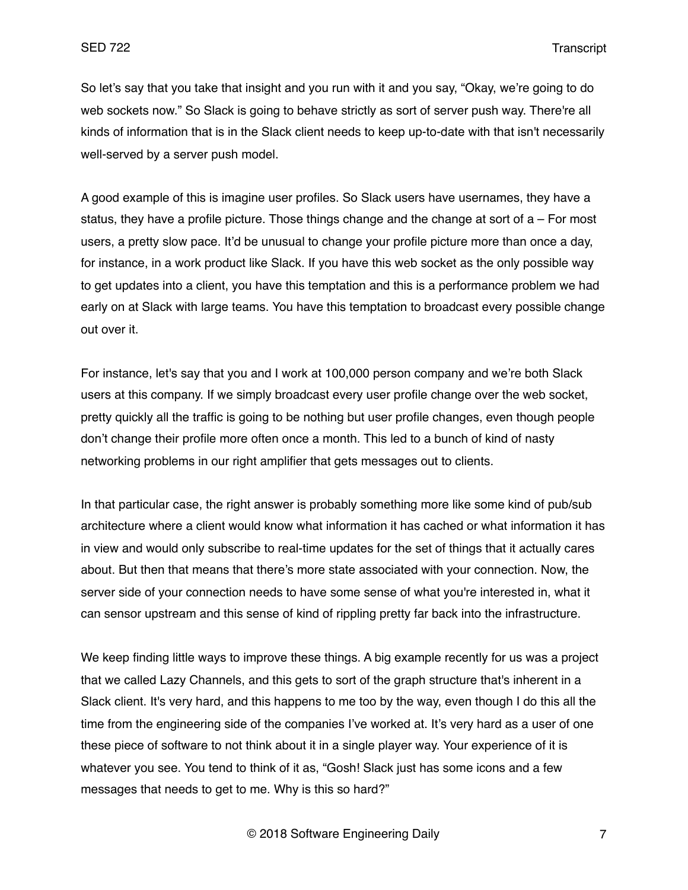So let's say that you take that insight and you run with it and you say, "Okay, we're going to do web sockets now." So Slack is going to behave strictly as sort of server push way. There're all kinds of information that is in the Slack client needs to keep up-to-date with that isn't necessarily well-served by a server push model.

A good example of this is imagine user profiles. So Slack users have usernames, they have a status, they have a profile picture. Those things change and the change at sort of a – For most users, a pretty slow pace. It'd be unusual to change your profile picture more than once a day, for instance, in a work product like Slack. If you have this web socket as the only possible way to get updates into a client, you have this temptation and this is a performance problem we had early on at Slack with large teams. You have this temptation to broadcast every possible change out over it.

For instance, let's say that you and I work at 100,000 person company and we're both Slack users at this company. If we simply broadcast every user profile change over the web socket, pretty quickly all the traffic is going to be nothing but user profile changes, even though people don't change their profile more often once a month. This led to a bunch of kind of nasty networking problems in our right amplifier that gets messages out to clients.

In that particular case, the right answer is probably something more like some kind of pub/sub architecture where a client would know what information it has cached or what information it has in view and would only subscribe to real-time updates for the set of things that it actually cares about. But then that means that there's more state associated with your connection. Now, the server side of your connection needs to have some sense of what you're interested in, what it can sensor upstream and this sense of kind of rippling pretty far back into the infrastructure.

We keep finding little ways to improve these things. A big example recently for us was a project that we called Lazy Channels, and this gets to sort of the graph structure that's inherent in a Slack client. It's very hard, and this happens to me too by the way, even though I do this all the time from the engineering side of the companies I've worked at. It's very hard as a user of one these piece of software to not think about it in a single player way. Your experience of it is whatever you see. You tend to think of it as, "Gosh! Slack just has some icons and a few messages that needs to get to me. Why is this so hard?"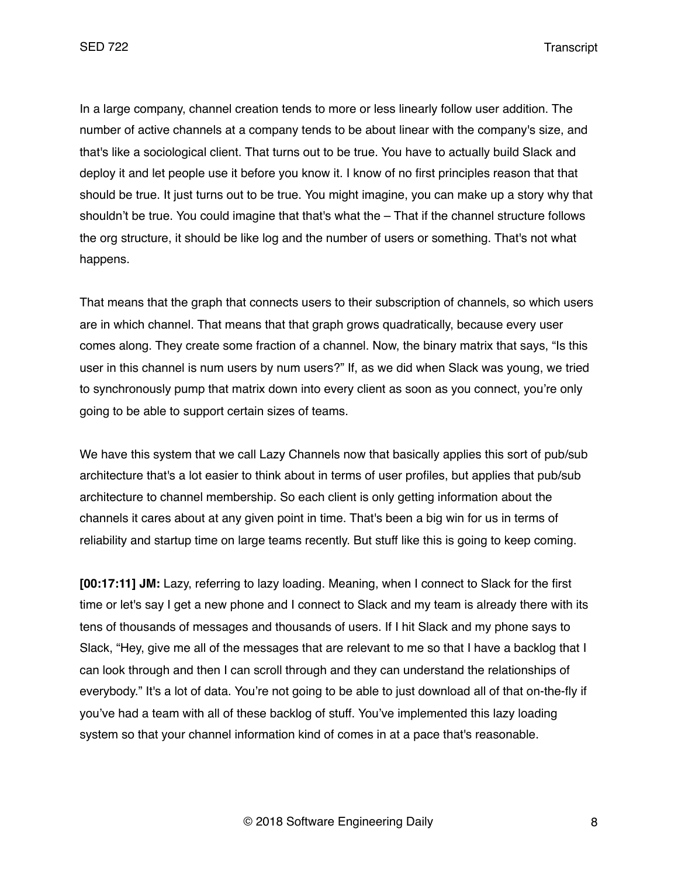In a large company, channel creation tends to more or less linearly follow user addition. The number of active channels at a company tends to be about linear with the company's size, and that's like a sociological client. That turns out to be true. You have to actually build Slack and deploy it and let people use it before you know it. I know of no first principles reason that that should be true. It just turns out to be true. You might imagine, you can make up a story why that shouldn't be true. You could imagine that that's what the – That if the channel structure follows the org structure, it should be like log and the number of users or something. That's not what happens.

That means that the graph that connects users to their subscription of channels, so which users are in which channel. That means that that graph grows quadratically, because every user comes along. They create some fraction of a channel. Now, the binary matrix that says, "Is this user in this channel is num users by num users?" If, as we did when Slack was young, we tried to synchronously pump that matrix down into every client as soon as you connect, you're only going to be able to support certain sizes of teams.

We have this system that we call Lazy Channels now that basically applies this sort of pub/sub architecture that's a lot easier to think about in terms of user profiles, but applies that pub/sub architecture to channel membership. So each client is only getting information about the channels it cares about at any given point in time. That's been a big win for us in terms of reliability and startup time on large teams recently. But stuff like this is going to keep coming.

**[00:17:11] JM:** Lazy, referring to lazy loading. Meaning, when I connect to Slack for the first time or let's say I get a new phone and I connect to Slack and my team is already there with its tens of thousands of messages and thousands of users. If I hit Slack and my phone says to Slack, "Hey, give me all of the messages that are relevant to me so that I have a backlog that I can look through and then I can scroll through and they can understand the relationships of everybody." It's a lot of data. You're not going to be able to just download all of that on-the-fly if you've had a team with all of these backlog of stuff. You've implemented this lazy loading system so that your channel information kind of comes in at a pace that's reasonable.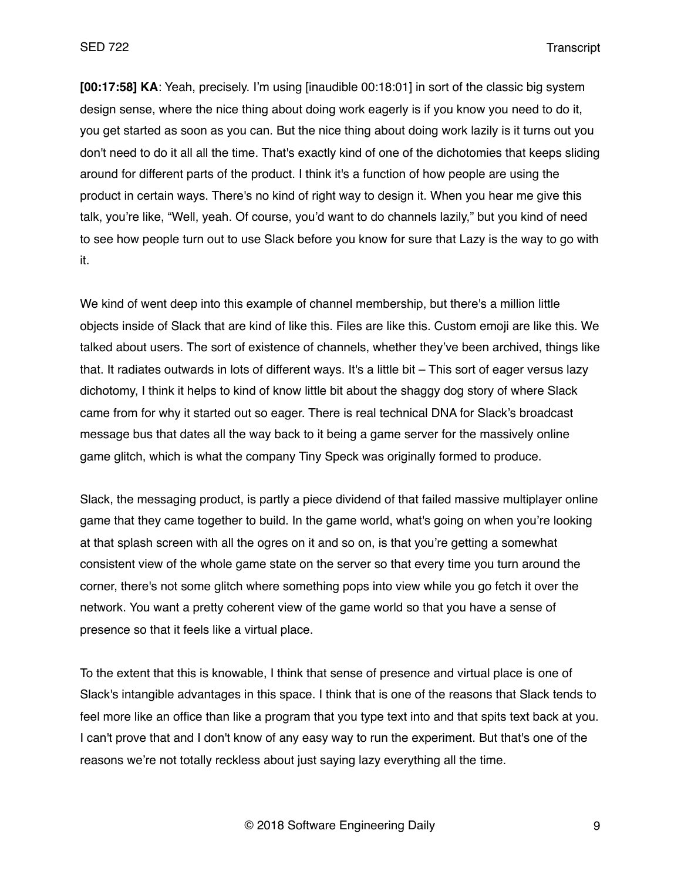**[00:17:58] KA**: Yeah, precisely. I'm using [inaudible 00:18:01] in sort of the classic big system design sense, where the nice thing about doing work eagerly is if you know you need to do it, you get started as soon as you can. But the nice thing about doing work lazily is it turns out you don't need to do it all all the time. That's exactly kind of one of the dichotomies that keeps sliding around for different parts of the product. I think it's a function of how people are using the product in certain ways. There's no kind of right way to design it. When you hear me give this talk, you're like, "Well, yeah. Of course, you'd want to do channels lazily," but you kind of need to see how people turn out to use Slack before you know for sure that Lazy is the way to go with it.

We kind of went deep into this example of channel membership, but there's a million little objects inside of Slack that are kind of like this. Files are like this. Custom emoji are like this. We talked about users. The sort of existence of channels, whether they've been archived, things like that. It radiates outwards in lots of different ways. It's a little bit – This sort of eager versus lazy dichotomy, I think it helps to kind of know little bit about the shaggy dog story of where Slack came from for why it started out so eager. There is real technical DNA for Slack's broadcast message bus that dates all the way back to it being a game server for the massively online game glitch, which is what the company Tiny Speck was originally formed to produce.

Slack, the messaging product, is partly a piece dividend of that failed massive multiplayer online game that they came together to build. In the game world, what's going on when you're looking at that splash screen with all the ogres on it and so on, is that you're getting a somewhat consistent view of the whole game state on the server so that every time you turn around the corner, there's not some glitch where something pops into view while you go fetch it over the network. You want a pretty coherent view of the game world so that you have a sense of presence so that it feels like a virtual place.

To the extent that this is knowable, I think that sense of presence and virtual place is one of Slack's intangible advantages in this space. I think that is one of the reasons that Slack tends to feel more like an office than like a program that you type text into and that spits text back at you. I can't prove that and I don't know of any easy way to run the experiment. But that's one of the reasons we're not totally reckless about just saying lazy everything all the time.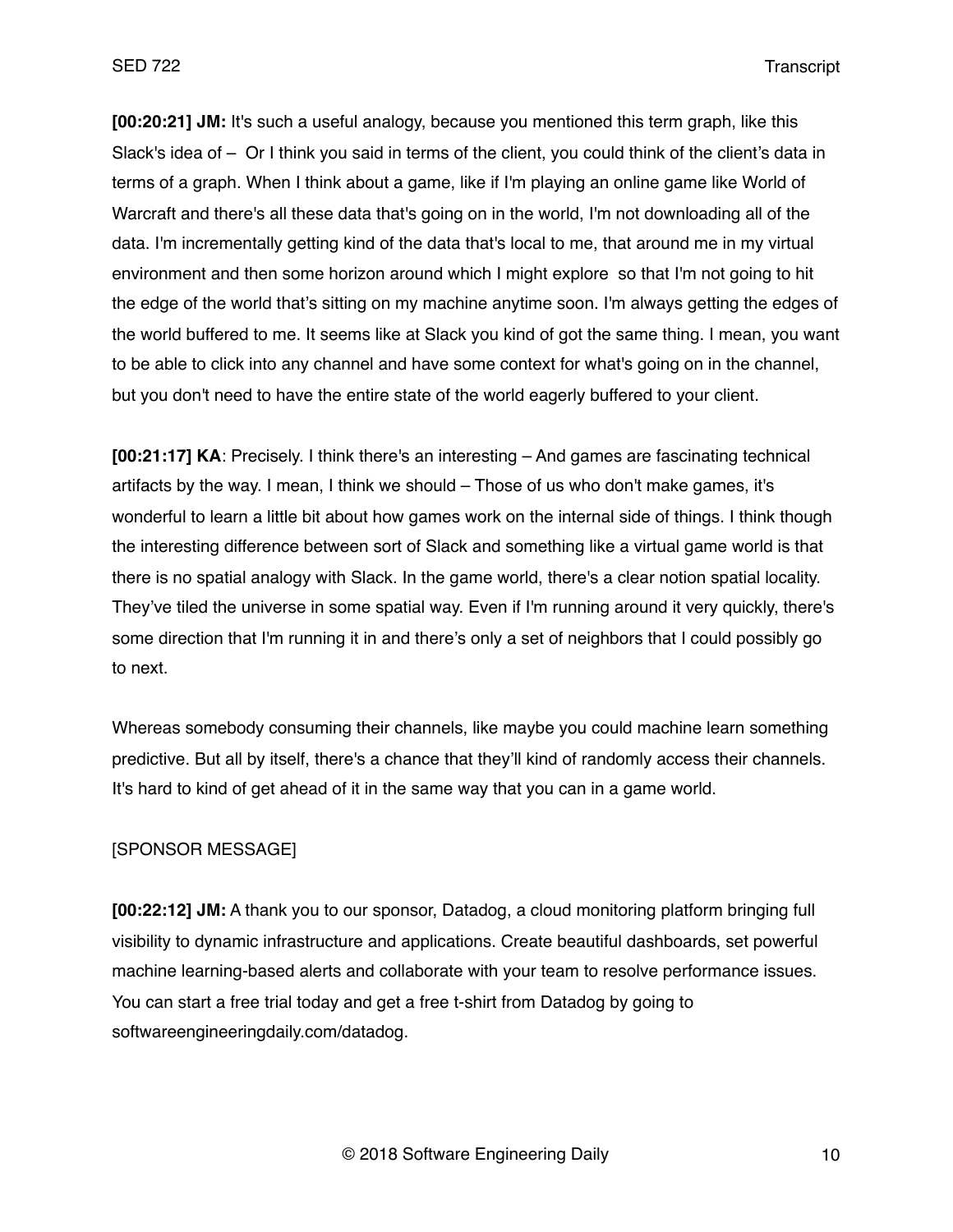**[00:20:21] JM:** It's such a useful analogy, because you mentioned this term graph, like this Slack's idea of – Or I think you said in terms of the client, you could think of the client's data in terms of a graph. When I think about a game, like if I'm playing an online game like World of Warcraft and there's all these data that's going on in the world, I'm not downloading all of the data. I'm incrementally getting kind of the data that's local to me, that around me in my virtual environment and then some horizon around which I might explore so that I'm not going to hit the edge of the world that's sitting on my machine anytime soon. I'm always getting the edges of the world buffered to me. It seems like at Slack you kind of got the same thing. I mean, you want to be able to click into any channel and have some context for what's going on in the channel, but you don't need to have the entire state of the world eagerly buffered to your client.

**[00:21:17] KA**: Precisely. I think there's an interesting – And games are fascinating technical artifacts by the way. I mean, I think we should – Those of us who don't make games, it's wonderful to learn a little bit about how games work on the internal side of things. I think though the interesting difference between sort of Slack and something like a virtual game world is that there is no spatial analogy with Slack. In the game world, there's a clear notion spatial locality. They've tiled the universe in some spatial way. Even if I'm running around it very quickly, there's some direction that I'm running it in and there's only a set of neighbors that I could possibly go to next.

Whereas somebody consuming their channels, like maybe you could machine learn something predictive. But all by itself, there's a chance that they'll kind of randomly access their channels. It's hard to kind of get ahead of it in the same way that you can in a game world.

[SPONSOR MESSAGE]

**[00:22:12] JM:** A thank you to our sponsor, Datadog, a cloud monitoring platform bringing full visibility to dynamic infrastructure and applications. Create beautiful dashboards, set powerful machine learning-based alerts and collaborate with your team to resolve performance issues. You can start a free trial today and get a free t-shirt from Datadog by going to softwareengineeringdaily.com/datadog.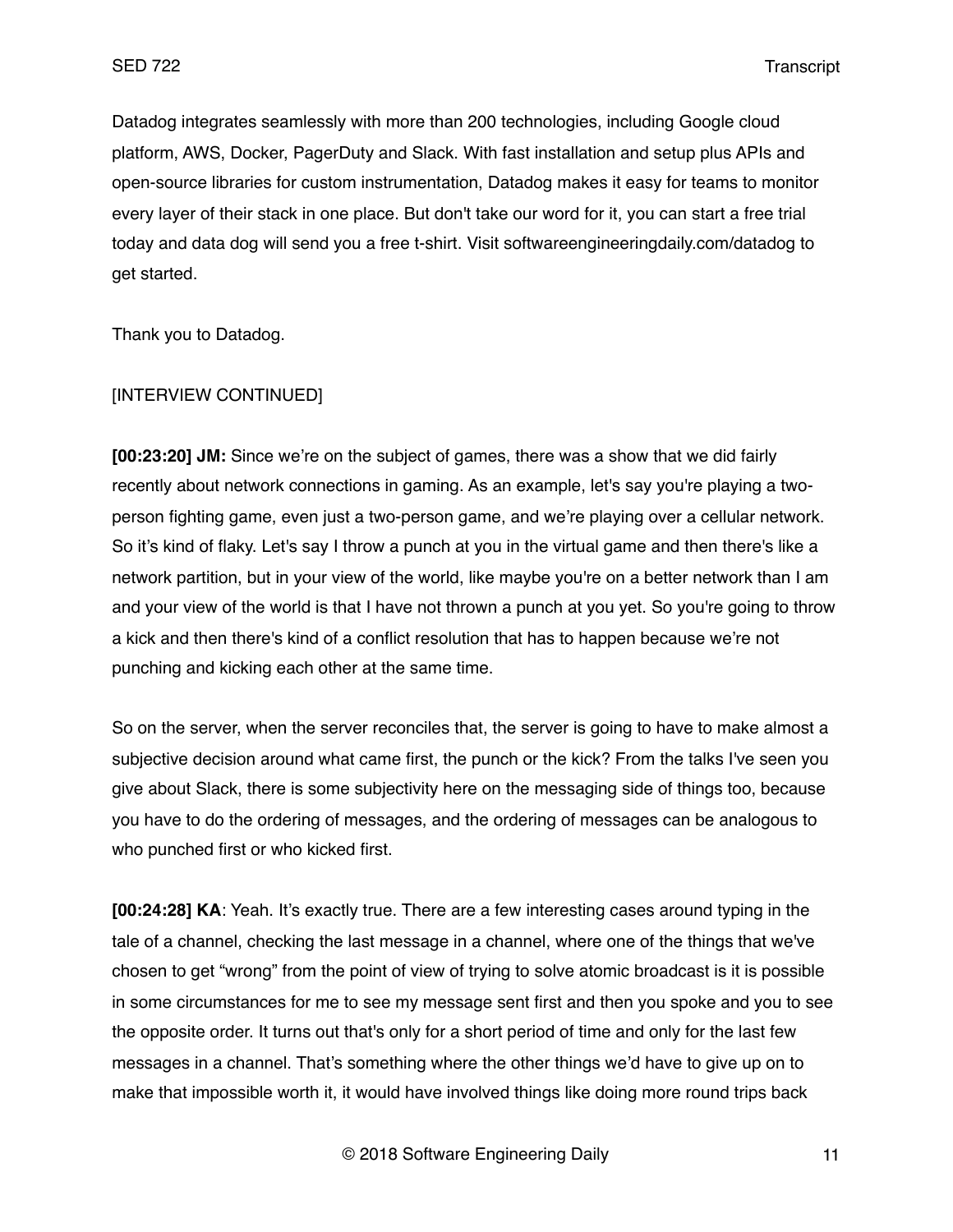Datadog integrates seamlessly with more than 200 technologies, including Google cloud platform, AWS, Docker, PagerDuty and Slack. With fast installation and setup plus APIs and open-source libraries for custom instrumentation, Datadog makes it easy for teams to monitor every layer of their stack in one place. But don't take our word for it, you can start a free trial today and data dog will send you a free t-shirt. Visit softwareengineeringdaily.com/datadog to get started.

Thank you to Datadog.

[INTERVIEW CONTINUED]

**[00:23:20] JM:** Since we're on the subject of games, there was a show that we did fairly recently about network connections in gaming. As an example, let's say you're playing a two-person fighting game, even just a two-person game, and we're playing over a cellular network. So it's kind of flaky. Let's say I throw a punch at you in the virtual game and then there's like a network partition, but in your view of the world, like maybe you're on a better network than I am and your view of the world is that I have not thrown a punch at you yet. So you're going to throw a kick and then there's kind of a conflict resolution that has to happen because we're not punching and kicking each other at the same time.

So on the server, when the server reconciles that, the server is going to have to make almost a subjective decision around what came first, the punch or the kick? From the talks I've seen you give about Slack, there is some subjectivity here on the messaging side of things too, because you have to do the ordering of messages, and the ordering of messages can be analogous to who punched first or who kicked first.

**[00:24:28] KA**: Yeah. It's exactly true. There are a few interesting cases around typing in the tale of a channel, checking the last message in a channel, where one of the things that we've chosen to get "wrong" from the point of view of trying to solve atomic broadcast is it is possible in some circumstances for me to see my message sent first and then you spoke and you to see the opposite order. It turns out that's only for a short period of time and only for the last few messages in a channel. That's something where the other things we'd have to give up on to make that impossible worth it, it would have involved things like doing more round trips back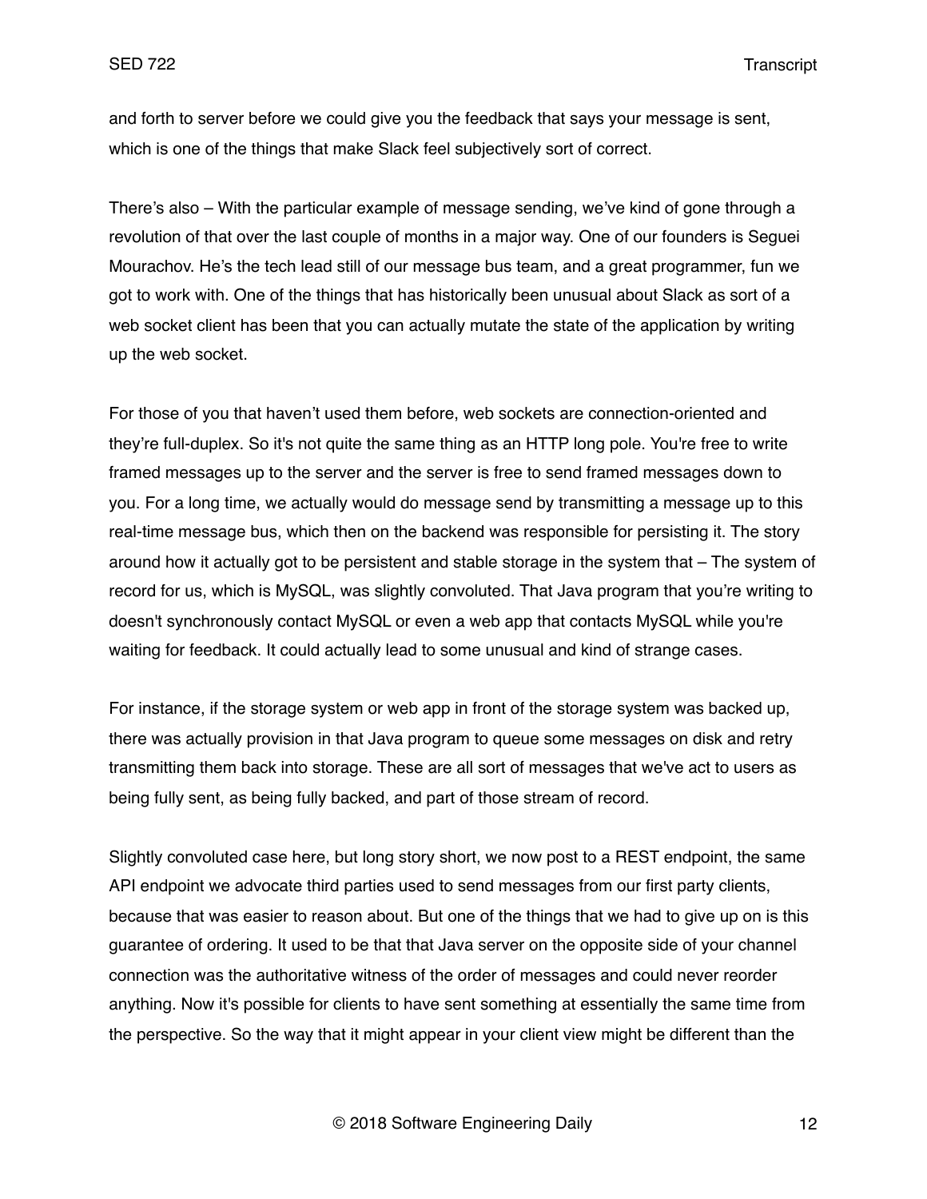and forth to server before we could give you the feedback that says your message is sent, which is one of the things that make Slack feel subjectively sort of correct.

There's also – With the particular example of message sending, we've kind of gone through a revolution of that over the last couple of months in a major way. One of our founders is Seguei Mourachov. He's the tech lead still of our message bus team, and a great programmer, fun we got to work with. One of the things that has historically been unusual about Slack as sort of a web socket client has been that you can actually mutate the state of the application by writing up the web socket.

For those of you that haven't used them before, web sockets are connection-oriented and they're full-duplex. So it's not quite the same thing as an HTTP long pole. You're free to write framed messages up to the server and the server is free to send framed messages down to you. For a long time, we actually would do message send by transmitting a message up to this real-time message bus, which then on the backend was responsible for persisting it. The story around how it actually got to be persistent and stable storage in the system that – The system of record for us, which is MySQL, was slightly convoluted. That Java program that you're writing to doesn't synchronously contact MySQL or even a web app that contacts MySQL while you're waiting for feedback. It could actually lead to some unusual and kind of strange cases.

For instance, if the storage system or web app in front of the storage system was backed up, there was actually provision in that Java program to queue some messages on disk and retry transmitting them back into storage. These are all sort of messages that we've act to users as being fully sent, as being fully backed, and part of those stream of record.

Slightly convoluted case here, but long story short, we now post to a REST endpoint, the same API endpoint we advocate third parties used to send messages from our first party clients, because that was easier to reason about. But one of the things that we had to give up on is this guarantee of ordering. It used to be that that Java server on the opposite side of your channel connection was the authoritative witness of the order of messages and could never reorder anything. Now it's possible for clients to have sent something at essentially the same time from the perspective. So the way that it might appear in your client view might be different than the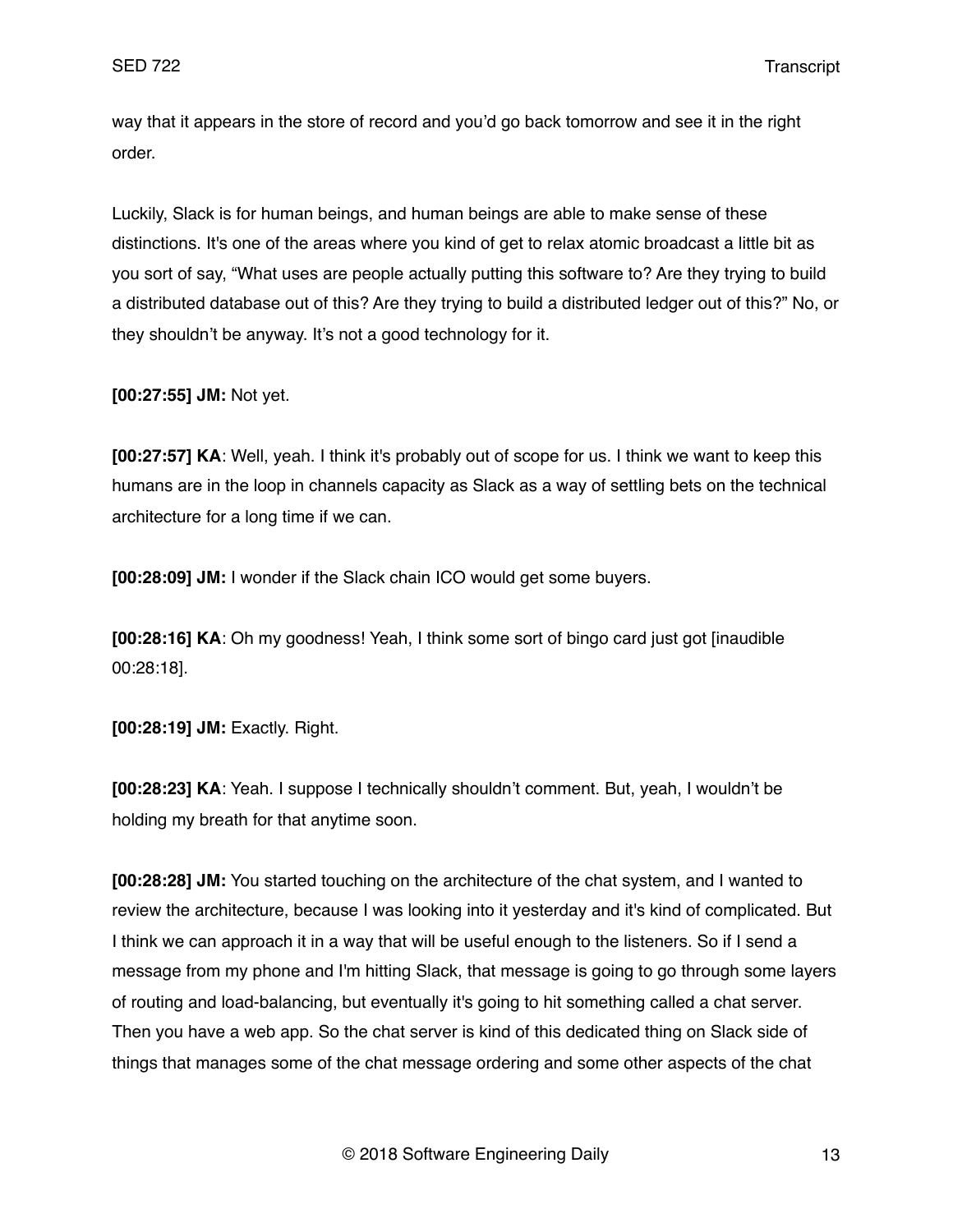way that it appears in the store of record and you'd go back tomorrow and see it in the right order.

Luckily, Slack is for human beings, and human beings are able to make sense of these distinctions. It's one of the areas where you kind of get to relax atomic broadcast a little bit as you sort of say, "What uses are people actually putting this software to? Are they trying to build a distributed database out of this? Are they trying to build a distributed ledger out of this?" No, or they shouldn't be anyway. It's not a good technology for it.

**[00:27:55] JM:** Not yet.

**[00:27:57] KA**: Well, yeah. I think it's probably out of scope for us. I think we want to keep this humans are in the loop in channels capacity as Slack as a way of settling bets on the technical architecture for a long time if we can.

**[00:28:09] JM:** I wonder if the Slack chain ICO would get some buyers.

**[00:28:16] KA**: Oh my goodness! Yeah, I think some sort of bingo card just got [inaudible 00:28:18].

**[00:28:19] JM:** Exactly. Right.

**[00:28:23] KA**: Yeah. I suppose I technically shouldn't comment. But, yeah, I wouldn't be holding my breath for that anytime soon.

**[00:28:28] JM:** You started touching on the architecture of the chat system, and I wanted to review the architecture, because I was looking into it yesterday and it's kind of complicated. But I think we can approach it in a way that will be useful enough to the listeners. So if I send a message from my phone and I'm hitting Slack, that message is going to go through some layers of routing and load-balancing, but eventually it's going to hit something called a chat server. Then you have a web app. So the chat server is kind of this dedicated thing on Slack side of things that manages some of the chat message ordering and some other aspects of the chat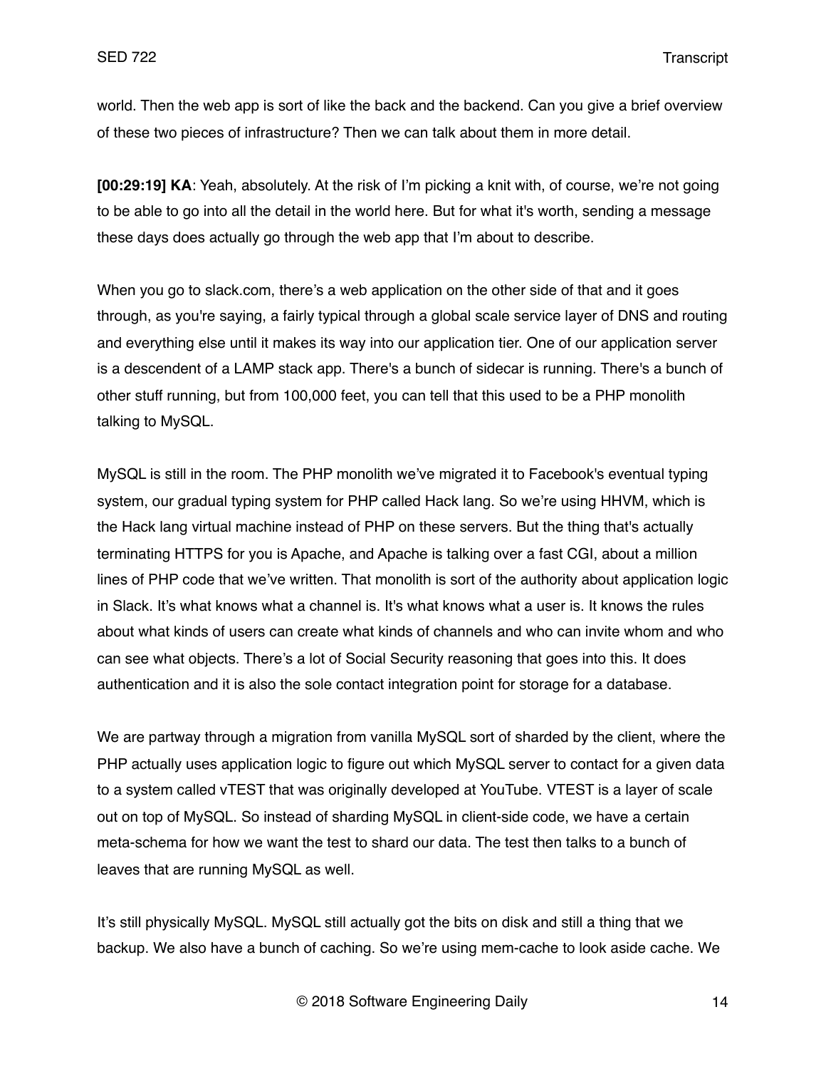world. Then the web app is sort of like the back and the backend. Can you give a brief overview of these two pieces of infrastructure? Then we can talk about them in more detail.

**[00:29:19] KA**: Yeah, absolutely. At the risk of I'm picking a knit with, of course, we're not going to be able to go into all the detail in the world here. But for what it's worth, sending a message these days does actually go through the web app that I'm about to describe.

When you go to slack.com, there's a web application on the other side of that and it goes through, as you're saying, a fairly typical through a global scale service layer of DNS and routing and everything else until it makes its way into our application tier. One of our application server is a descendent of a LAMP stack app. There's a bunch of sidecar is running. There's a bunch of other stuff running, but from 100,000 feet, you can tell that this used to be a PHP monolith talking to MySQL.

MySQL is still in the room. The PHP monolith we've migrated it to Facebook's eventual typing system, our gradual typing system for PHP called Hack lang. So we're using HHVM, which is the Hack lang virtual machine instead of PHP on these servers. But the thing that's actually terminating HTTPS for you is Apache, and Apache is talking over a fast CGI, about a million lines of PHP code that we've written. That monolith is sort of the authority about application logic in Slack. It's what knows what a channel is. It's what knows what a user is. It knows the rules about what kinds of users can create what kinds of channels and who can invite whom and who can see what objects. There's a lot of Social Security reasoning that goes into this. It does authentication and it is also the sole contact integration point for storage for a database.

We are partway through a migration from vanilla MySQL sort of sharded by the client, where the PHP actually uses application logic to figure out which MySQL server to contact for a given data to a system called vTEST that was originally developed at YouTube. VTEST is a layer of scale out on top of MySQL. So instead of sharding MySQL in client-side code, we have a certain meta-schema for how we want the test to shard our data. The test then talks to a bunch of leaves that are running MySQL as well.

It's still physically MySQL. MySQL still actually got the bits on disk and still a thing that we backup. We also have a bunch of caching. So we're using mem-cache to look aside cache. We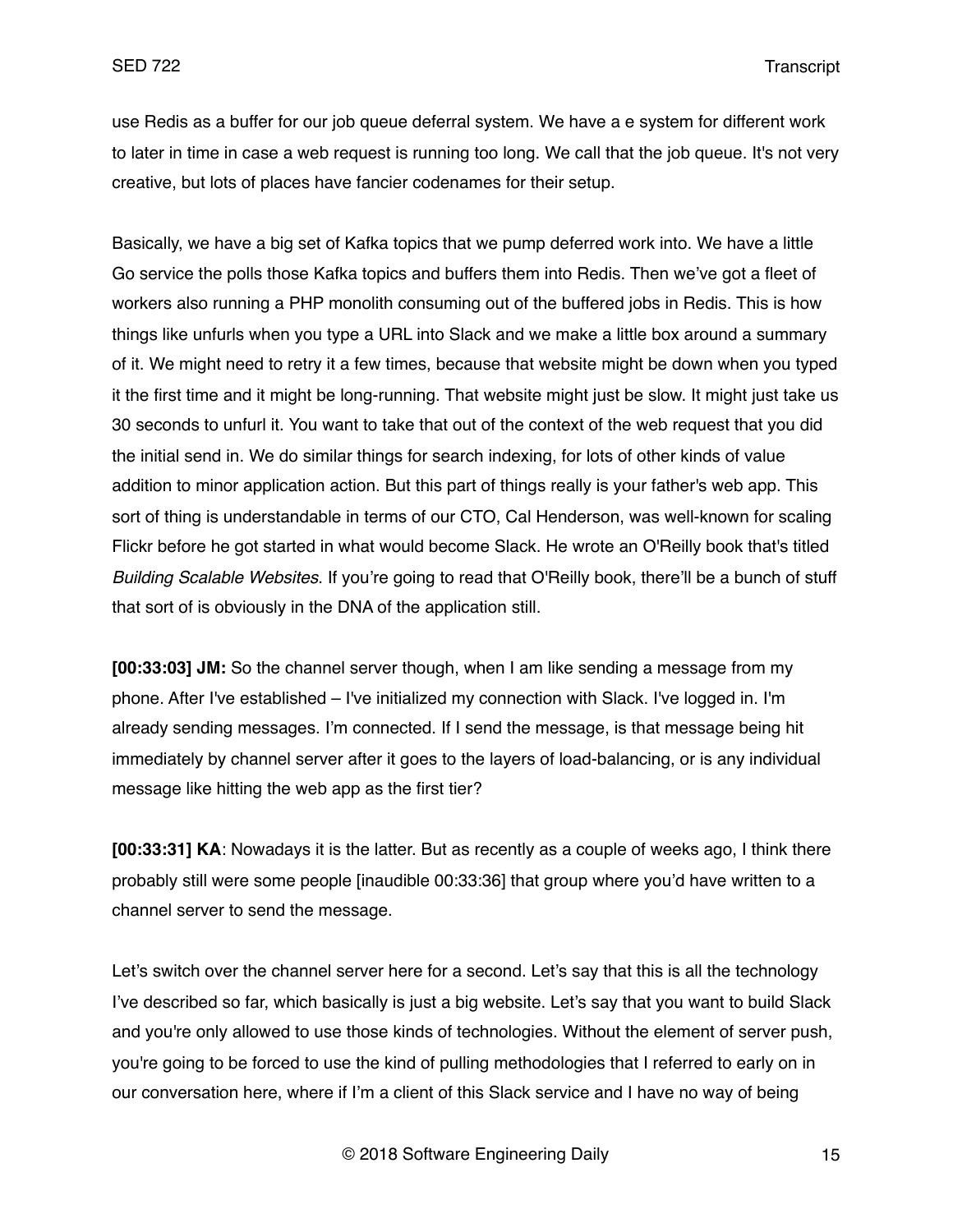use Redis as a buffer for our job queue deferral system. We have a e system for different work to later in time in case a web request is running too long. We call that the job queue. It's not very creative, but lots of places have fancier codenames for their setup.

Basically, we have a big set of Kafka topics that we pump deferred work into. We have a little Go service the polls those Kafka topics and buffers them into Redis. Then we've got a fleet of workers also running a PHP monolith consuming out of the buffered jobs in Redis. This is how things like unfurls when you type a URL into Slack and we make a little box around a summary of it. We might need to retry it a few times, because that website might be down when you typed it the first time and it might be long-running. That website might just be slow. It might just take us 30 seconds to unfurl it. You want to take that out of the context of the web request that you did the initial send in. We do similar things for search indexing, for lots of other kinds of value addition to minor application action. But this part of things really is your father's web app. This sort of thing is understandable in terms of our CTO, Cal Henderson, was well-known for scaling Flickr before he got started in what would become Slack. He wrote an O'Reilly book that's titled *Building Scalable Websites*. If you're going to read that O'Reilly book, there'll be a bunch of stuff that sort of is obviously in the DNA of the application still.

**[00:33:03] JM:** So the channel server though, when I am like sending a message from my phone. After I've established – I've initialized my connection with Slack. I've logged in. I'm already sending messages. I'm connected. If I send the message, is that message being hit immediately by channel server after it goes to the layers of load-balancing, or is any individual message like hitting the web app as the first tier?

**[00:33:31] KA**: Nowadays it is the latter. But as recently as a couple of weeks ago, I think there probably still were some people [inaudible 00:33:36] that group where you'd have written to a channel server to send the message.

Let's switch over the channel server here for a second. Let's say that this is all the technology I've described so far, which basically is just a big website. Let's say that you want to build Slack and you're only allowed to use those kinds of technologies. Without the element of server push, you're going to be forced to use the kind of pulling methodologies that I referred to early on in our conversation here, where if I'm a client of this Slack service and I have no way of being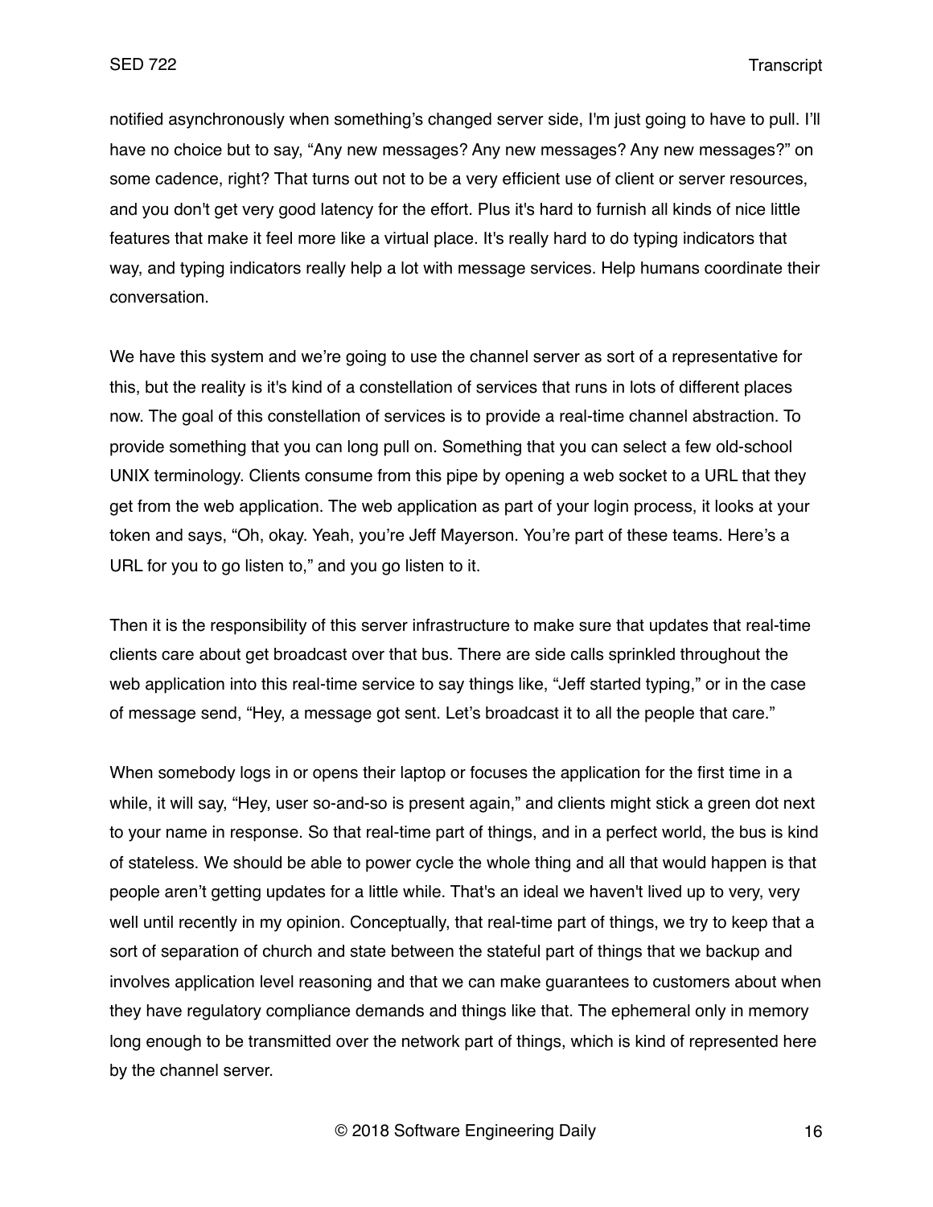notified asynchronously when something's changed server side, I'm just going to have to pull. I'll have no choice but to say, "Any new messages? Any new messages? Any new messages?" on some cadence, right? That turns out not to be a very efficient use of client or server resources, and you don't get very good latency for the effort. Plus it's hard to furnish all kinds of nice little features that make it feel more like a virtual place. It's really hard to do typing indicators that way, and typing indicators really help a lot with message services. Help humans coordinate their conversation.

We have this system and we're going to use the channel server as sort of a representative for this, but the reality is it's kind of a constellation of services that runs in lots of different places now. The goal of this constellation of services is to provide a real-time channel abstraction. To provide something that you can long pull on. Something that you can select a few old-school UNIX terminology. Clients consume from this pipe by opening a web socket to a URL that they get from the web application. The web application as part of your login process, it looks at your token and says, "Oh, okay. Yeah, you're Jeff Mayerson. You're part of these teams. Here's a URL for you to go listen to," and you go listen to it.

Then it is the responsibility of this server infrastructure to make sure that updates that real-time clients care about get broadcast over that bus. There are side calls sprinkled throughout the web application into this real-time service to say things like, "Jeff started typing," or in the case of message send, "Hey, a message got sent. Let's broadcast it to all the people that care."

When somebody logs in or opens their laptop or focuses the application for the first time in a while, it will say, "Hey, user so-and-so is present again," and clients might stick a green dot next to your name in response. So that real-time part of things, and in a perfect world, the bus is kind of stateless. We should be able to power cycle the whole thing and all that would happen is that people aren't getting updates for a little while. That's an ideal we haven't lived up to very, very well until recently in my opinion. Conceptually, that real-time part of things, we try to keep that a sort of separation of church and state between the stateful part of things that we backup and involves application level reasoning and that we can make guarantees to customers about when they have regulatory compliance demands and things like that. The ephemeral only in memory long enough to be transmitted over the network part of things, which is kind of represented here by the channel server.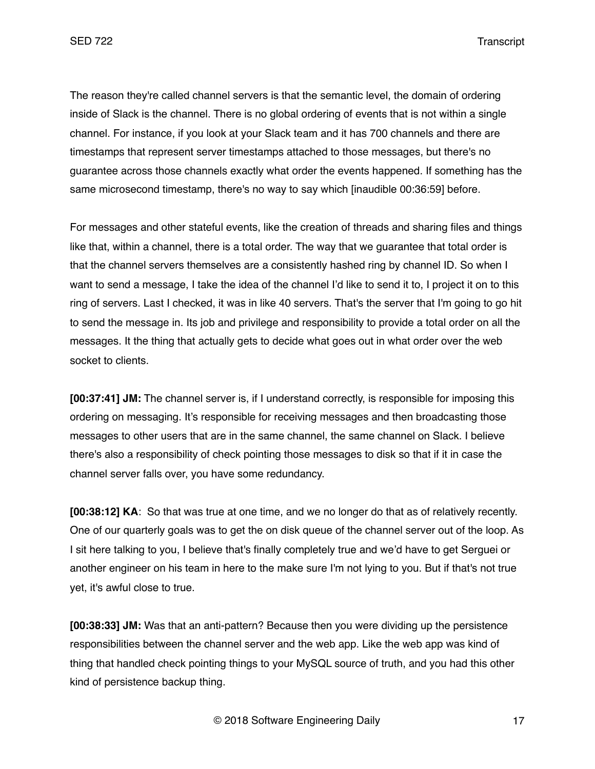The reason they're called channel servers is that the semantic level, the domain of ordering inside of Slack is the channel. There is no global ordering of events that is not within a single channel. For instance, if you look at your Slack team and it has 700 channels and there are timestamps that represent server timestamps attached to those messages, but there's no guarantee across those channels exactly what order the events happened. If something has the same microsecond timestamp, there's no way to say which [inaudible 00:36:59] before.

For messages and other stateful events, like the creation of threads and sharing files and things like that, within a channel, there is a total order. The way that we guarantee that total order is that the channel servers themselves are a consistently hashed ring by channel ID. So when I want to send a message, I take the idea of the channel I'd like to send it to, I project it on to this ring of servers. Last I checked, it was in like 40 servers. That's the server that I'm going to go hit to send the message in. Its job and privilege and responsibility to provide a total order on all the messages. It the thing that actually gets to decide what goes out in what order over the web socket to clients.

**[00:37:41] JM:** The channel server is, if I understand correctly, is responsible for imposing this ordering on messaging. It's responsible for receiving messages and then broadcasting those messages to other users that are in the same channel, the same channel on Slack. I believe there's also a responsibility of check pointing those messages to disk so that if it in case the channel server falls over, you have some redundancy.

**[00:38:12] KA**: So that was true at one time, and we no longer do that as of relatively recently. One of our quarterly goals was to get the on disk queue of the channel server out of the loop. As I sit here talking to you, I believe that's finally completely true and we'd have to get Serguei or another engineer on his team in here to the make sure I'm not lying to you. But if that's not true yet, it's awful close to true.

**[00:38:33] JM:** Was that an anti-pattern? Because then you were dividing up the persistence responsibilities between the channel server and the web app. Like the web app was kind of thing that handled check pointing things to your MySQL source of truth, and you had this other kind of persistence backup thing.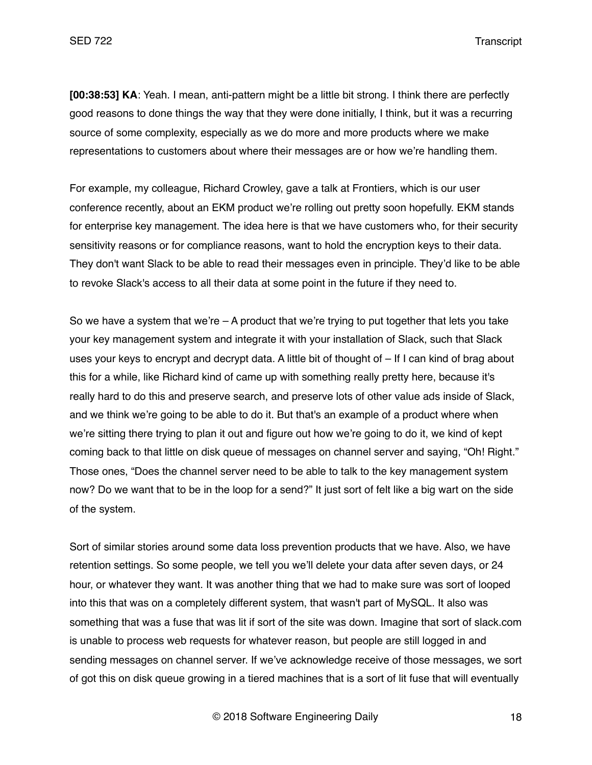**[00:38:53] KA**: Yeah. I mean, anti-pattern might be a little bit strong. I think there are perfectly good reasons to done things the way that they were done initially, I think, but it was a recurring source of some complexity, especially as we do more and more products where we make representations to customers about where their messages are or how we're handling them.

For example, my colleague, Richard Crowley, gave a talk at Frontiers, which is our user conference recently, about an EKM product we're rolling out pretty soon hopefully. EKM stands for enterprise key management. The idea here is that we have customers who, for their security sensitivity reasons or for compliance reasons, want to hold the encryption keys to their data. They don't want Slack to be able to read their messages even in principle. They'd like to be able to revoke Slack's access to all their data at some point in the future if they need to.

So we have a system that we're – A product that we're trying to put together that lets you take your key management system and integrate it with your installation of Slack, such that Slack uses your keys to encrypt and decrypt data. A little bit of thought of – If I can kind of brag about this for a while, like Richard kind of came up with something really pretty here, because it's really hard to do this and preserve search, and preserve lots of other value ads inside of Slack, and we think we're going to be able to do it. But that's an example of a product where when we're sitting there trying to plan it out and figure out how we're going to do it, we kind of kept coming back to that little on disk queue of messages on channel server and saying, "Oh! Right." Those ones, "Does the channel server need to be able to talk to the key management system now? Do we want that to be in the loop for a send?" It just sort of felt like a big wart on the side of the system.

Sort of similar stories around some data loss prevention products that we have. Also, we have retention settings. So some people, we tell you we'll delete your data after seven days, or 24 hour, or whatever they want. It was another thing that we had to make sure was sort of looped into this that was on a completely different system, that wasn't part of MySQL. It also was something that was a fuse that was lit if sort of the site was down. Imagine that sort of slack.com is unable to process web requests for whatever reason, but people are still logged in and sending messages on channel server. If we've acknowledge receive of those messages, we sort of got this on disk queue growing in a tiered machines that is a sort of lit fuse that will eventually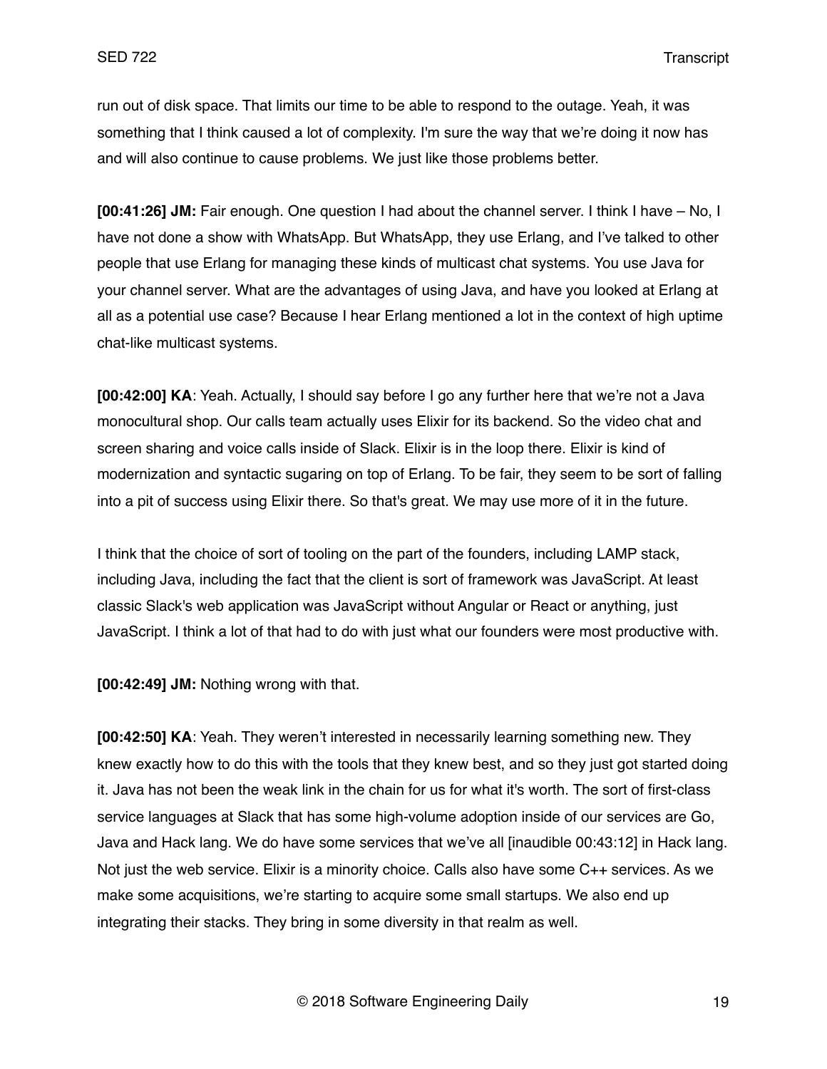run out of disk space. That limits our time to be able to respond to the outage. Yeah, it was something that I think caused a lot of complexity. I'm sure the way that we're doing it now has and will also continue to cause problems. We just like those problems better.

**[00:41:26] JM:** Fair enough. One question I had about the channel server. I think I have – No, I have not done a show with WhatsApp. But WhatsApp, they use Erlang, and I've talked to other people that use Erlang for managing these kinds of multicast chat systems. You use Java for your channel server. What are the advantages of using Java, and have you looked at Erlang at all as a potential use case? Because I hear Erlang mentioned a lot in the context of high uptime chat-like multicast systems.

**[00:42:00] KA**: Yeah. Actually, I should say before I go any further here that we're not a Java monocultural shop. Our calls team actually uses Elixir for its backend. So the video chat and screen sharing and voice calls inside of Slack. Elixir is in the loop there. Elixir is kind of modernization and syntactic sugaring on top of Erlang. To be fair, they seem to be sort of falling into a pit of success using Elixir there. So that's great. We may use more of it in the future.

I think that the choice of sort of tooling on the part of the founders, including LAMP stack, including Java, including the fact that the client is sort of framework was JavaScript. At least classic Slack's web application was JavaScript without Angular or React or anything, just JavaScript. I think a lot of that had to do with just what our founders were most productive with.

**[00:42:49] JM:** Nothing wrong with that.

**[00:42:50] KA**: Yeah. They weren't interested in necessarily learning something new. They knew exactly how to do this with the tools that they knew best, and so they just got started doing it. Java has not been the weak link in the chain for us for what it's worth. The sort of first-class service languages at Slack that has some high-volume adoption inside of our services are Go, Java and Hack lang. We do have some services that we've all [inaudible 00:43:12] in Hack lang. Not just the web service. Elixir is a minority choice. Calls also have some C++ services. As we make some acquisitions, we're starting to acquire some small startups. We also end up integrating their stacks. They bring in some diversity in that realm as well.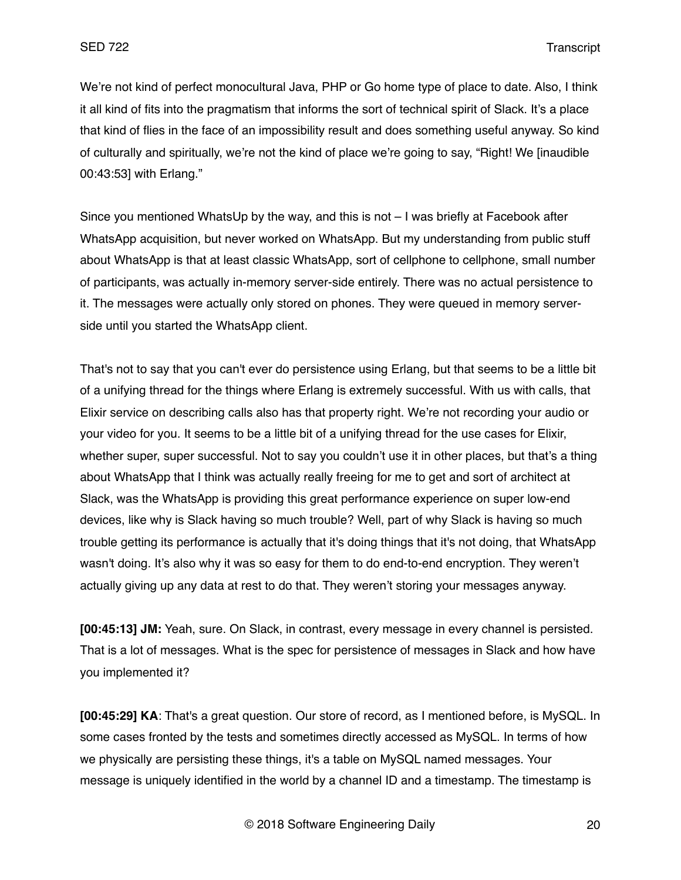We're not kind of perfect monocultural Java, PHP or Go home type of place to date. Also, I think it all kind of fits into the pragmatism that informs the sort of technical spirit of Slack. It's a place that kind of flies in the face of an impossibility result and does something useful anyway. So kind of culturally and spiritually, we're not the kind of place we're going to say, "Right! We [inaudible 00:43:53] with Erlang."

Since you mentioned WhatsUp by the way, and this is not – I was briefly at Facebook after WhatsApp acquisition, but never worked on WhatsApp. But my understanding from public stuff about WhatsApp is that at least classic WhatsApp, sort of cellphone to cellphone, small number of participants, was actually in-memory server-side entirely. There was no actual persistence to it. The messages were actually only stored on phones. They were queued in memory server-side until you started the WhatsApp client.

That's not to say that you can't ever do persistence using Erlang, but that seems to be a little bit of a unifying thread for the things where Erlang is extremely successful. With us with calls, that Elixir service on describing calls also has that property right. We're not recording your audio or your video for you. It seems to be a little bit of a unifying thread for the use cases for Elixir, whether super, super successful. Not to say you couldn't use it in other places, but that's a thing about WhatsApp that I think was actually really freeing for me to get and sort of architect at Slack, was the WhatsApp is providing this great performance experience on super low-end devices, like why is Slack having so much trouble? Well, part of why Slack is having so much trouble getting its performance is actually that it's doing things that it's not doing, that WhatsApp wasn't doing. It's also why it was so easy for them to do end-to-end encryption. They weren't actually giving up any data at rest to do that. They weren't storing your messages anyway.

**[00:45:13] JM:** Yeah, sure. On Slack, in contrast, every message in every channel is persisted. That is a lot of messages. What is the spec for persistence of messages in Slack and how have you implemented it?

**[00:45:29] KA**: That's a great question. Our store of record, as I mentioned before, is MySQL. In some cases fronted by the tests and sometimes directly accessed as MySQL. In terms of how we physically are persisting these things, it's a table on MySQL named messages. Your message is uniquely identified in the world by a channel ID and a timestamp. The timestamp is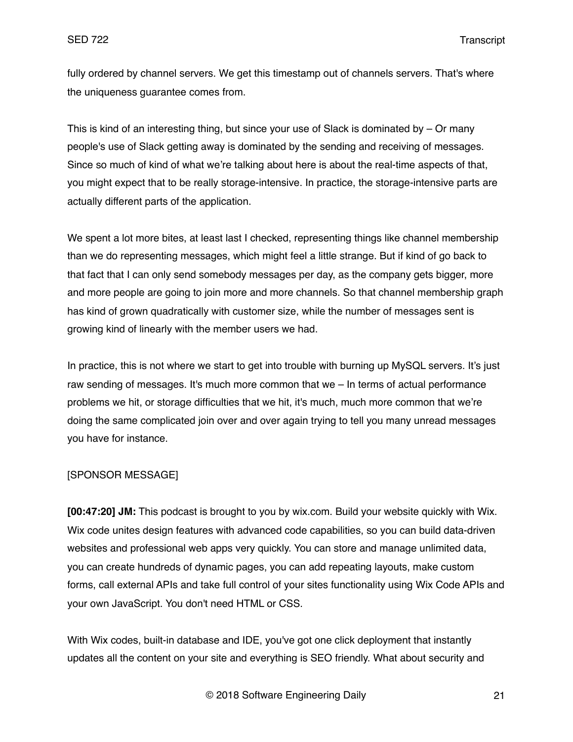fully ordered by channel servers. We get this timestamp out of channels servers. That's where the uniqueness guarantee comes from.

This is kind of an interesting thing, but since your use of Slack is dominated by – Or many people's use of Slack getting away is dominated by the sending and receiving of messages. Since so much of kind of what we're talking about here is about the real-time aspects of that, you might expect that to be really storage-intensive. In practice, the storage-intensive parts are actually different parts of the application.

We spent a lot more bites, at least last I checked, representing things like channel membership than we do representing messages, which might feel a little strange. But if kind of go back to that fact that I can only send somebody messages per day, as the company gets bigger, more and more people are going to join more and more channels. So that channel membership graph has kind of grown quadratically with customer size, while the number of messages sent is growing kind of linearly with the member users we had.

In practice, this is not where we start to get into trouble with burning up MySQL servers. It's just raw sending of messages. It's much more common that we – In terms of actual performance problems we hit, or storage difficulties that we hit, it's much, much more common that we're doing the same complicated join over and over again trying to tell you many unread messages you have for instance.

[SPONSOR MESSAGE]

**[00:47:20] JM:** This podcast is brought to you by wix.com. Build your website quickly with Wix. Wix code unites design features with advanced code capabilities, so you can build data-driven websites and professional web apps very quickly. You can store and manage unlimited data, you can create hundreds of dynamic pages, you can add repeating layouts, make custom forms, call external APIs and take full control of your sites functionality using Wix Code APIs and your own JavaScript. You don't need HTML or CSS.

With Wix codes, built-in database and IDE, you've got one click deployment that instantly updates all the content on your site and everything is SEO friendly. What about security and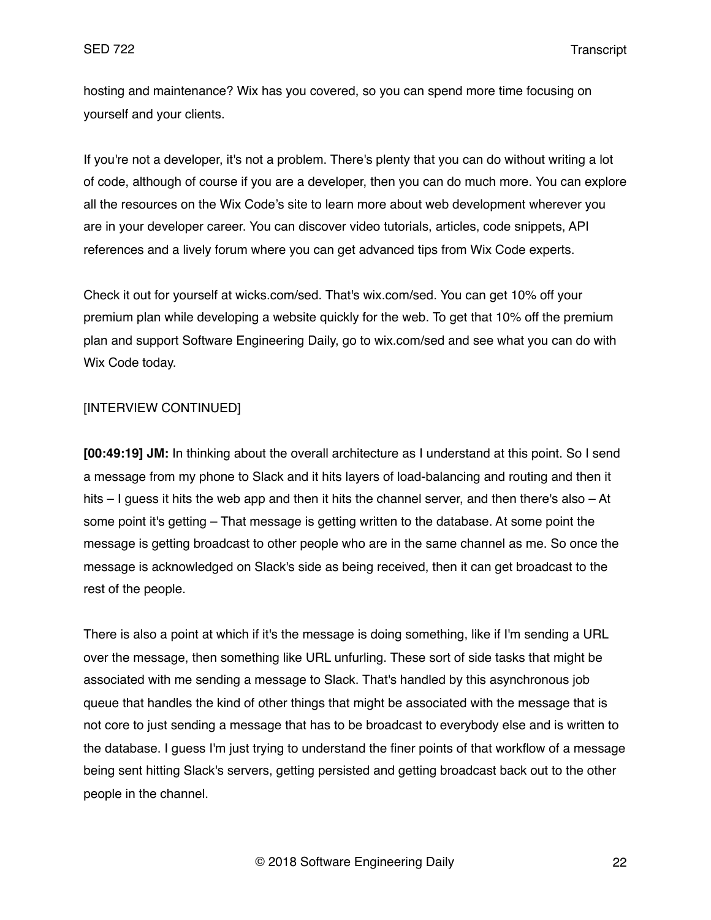hosting and maintenance? Wix has you covered, so you can spend more time focusing on yourself and your clients.

If you're not a developer, it's not a problem. There's plenty that you can do without writing a lot of code, although of course if you are a developer, then you can do much more. You can explore all the resources on the Wix Code's site to learn more about web development wherever you are in your developer career. You can discover video tutorials, articles, code snippets, API references and a lively forum where you can get advanced tips from Wix Code experts.

Check it out for yourself at wicks.com/sed. That's wix.com/sed. You can get 10% off your premium plan while developing a website quickly for the web. To get that 10% off the premium plan and support Software Engineering Daily, go to wix.com/sed and see what you can do with Wix Code today.

[INTERVIEW CONTINUED]

**[00:49:19] JM:** In thinking about the overall architecture as I understand at this point. So I send a message from my phone to Slack and it hits layers of load-balancing and routing and then it hits – I guess it hits the web app and then it hits the channel server, and then there's also – At some point it's getting – That message is getting written to the database. At some point the message is getting broadcast to other people who are in the same channel as me. So once the message is acknowledged on Slack's side as being received, then it can get broadcast to the rest of the people.

There is also a point at which if it's the message is doing something, like if I'm sending a URL over the message, then something like URL unfurling. These sort of side tasks that might be associated with me sending a message to Slack. That's handled by this asynchronous job queue that handles the kind of other things that might be associated with the message that is not core to just sending a message that has to be broadcast to everybody else and is written to the database. I guess I'm just trying to understand the finer points of that workflow of a message being sent hitting Slack's servers, getting persisted and getting broadcast back out to the other people in the channel.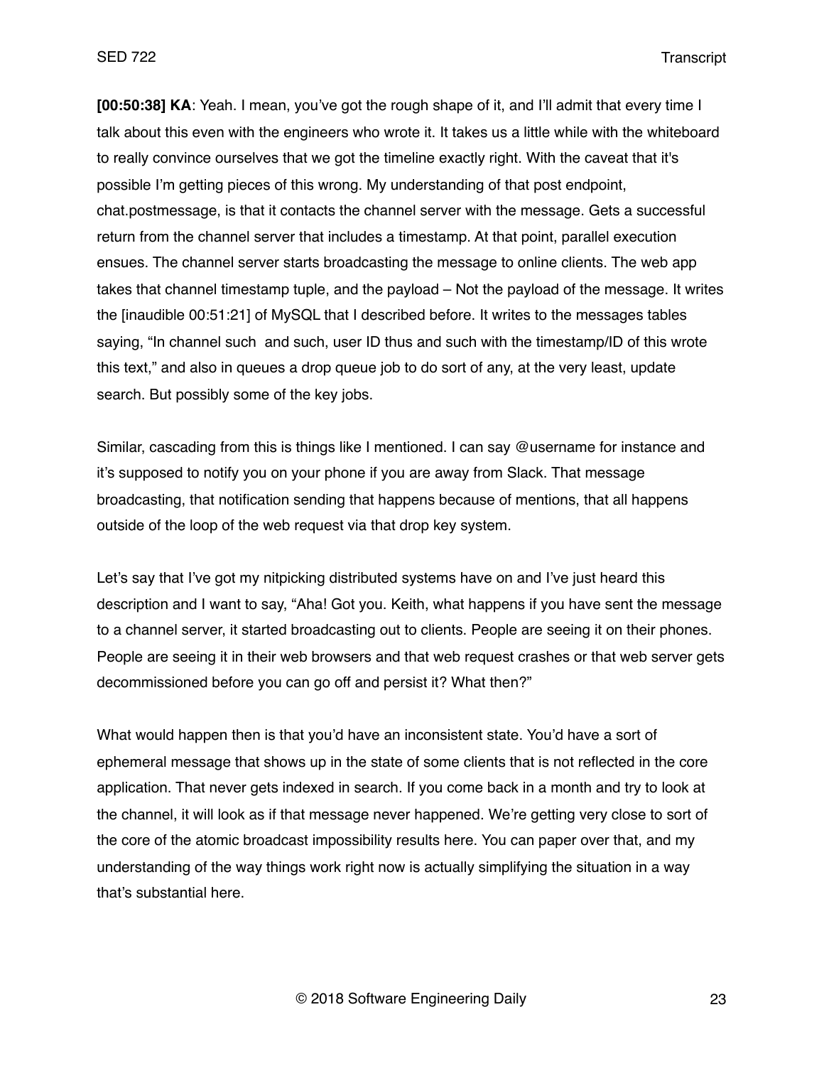**[00:50:38] KA**: Yeah. I mean, you've got the rough shape of it, and I'll admit that every time I talk about this even with the engineers who wrote it. It takes us a little while with the whiteboard to really convince ourselves that we got the timeline exactly right. With the caveat that it's possible I'm getting pieces of this wrong. My understanding of that post endpoint, chat.postmessage, is that it contacts the channel server with the message. Gets a successful return from the channel server that includes a timestamp. At that point, parallel execution ensues. The channel server starts broadcasting the message to online clients. The web app takes that channel timestamp tuple, and the payload – Not the payload of the message. It writes the [inaudible 00:51:21] of MySQL that I described before. It writes to the messages tables saying, "In channel such  and such, user ID thus and such with the timestamp/ID of this wrote this text," and also in queues a drop queue job to do sort of any, at the very least, update search. But possibly some of the key jobs.

Similar, cascading from this is things like I mentioned. I can say @username for instance and it's supposed to notify you on your phone if you are away from Slack. That message broadcasting, that notification sending that happens because of mentions, that all happens outside of the loop of the web request via that drop key system.

Let's say that I've got my nitpicking distributed systems have on and I've just heard this description and I want to say, "Aha! Got you. Keith, what happens if you have sent the message to a channel server, it started broadcasting out to clients. People are seeing it on their phones. People are seeing it in their web browsers and that web request crashes or that web server gets decommissioned before you can go off and persist it? What then?"

What would happen then is that you'd have an inconsistent state. You'd have a sort of ephemeral message that shows up in the state of some clients that is not reflected in the core application. That never gets indexed in search. If you come back in a month and try to look at the channel, it will look as if that message never happened. We're getting very close to sort of the core of the atomic broadcast impossibility results here. You can paper over that, and my understanding of the way things work right now is actually simplifying the situation in a way that's substantial here.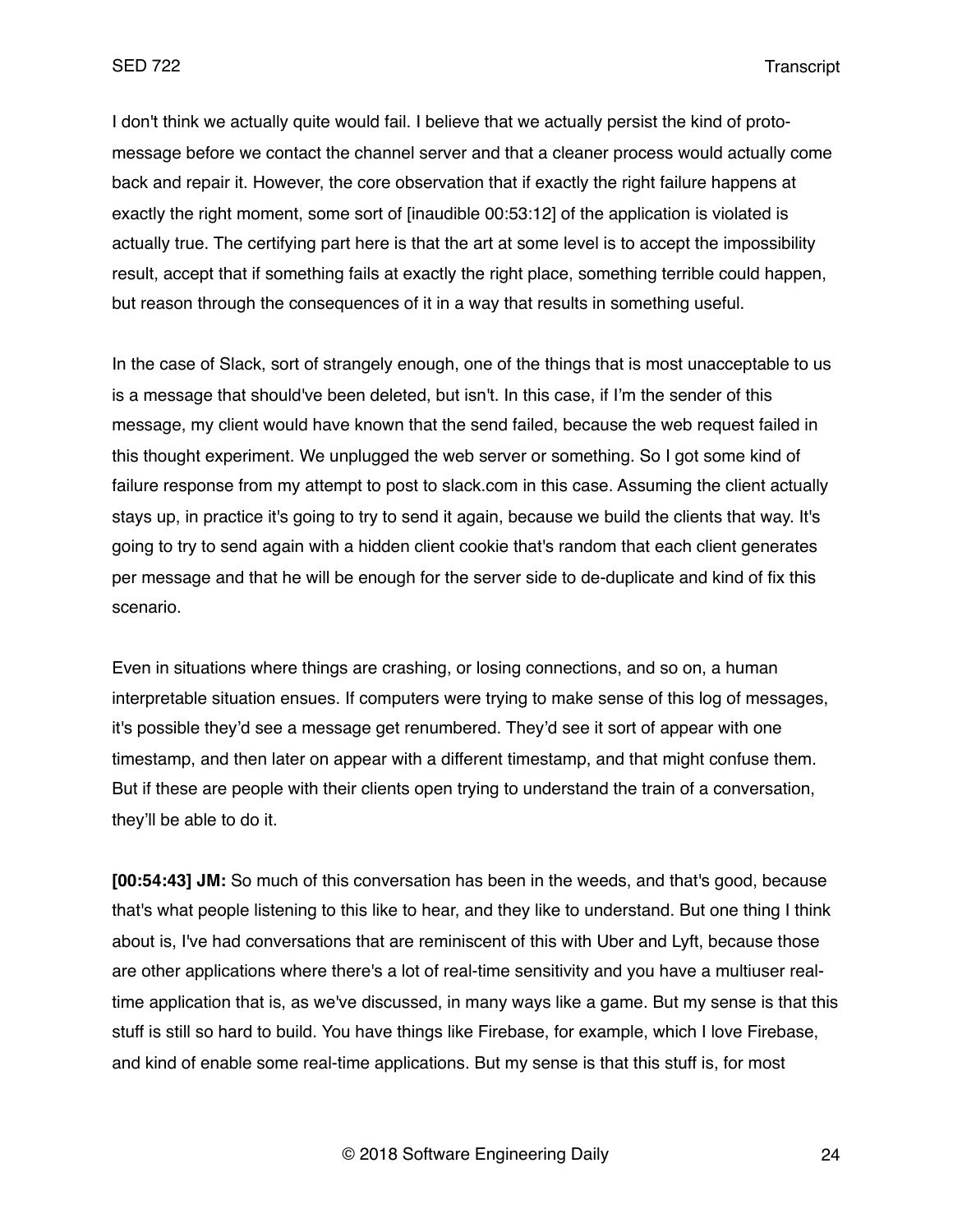I don't think we actually quite would fail. I believe that we actually persist the kind of proto-message before we contact the channel server and that a cleaner process would actually come back and repair it. However, the core observation that if exactly the right failure happens at exactly the right moment, some sort of [inaudible 00:53:12] of the application is violated is actually true. The certifying part here is that the art at some level is to accept the impossibility result, accept that if something fails at exactly the right place, something terrible could happen, but reason through the consequences of it in a way that results in something useful.

In the case of Slack, sort of strangely enough, one of the things that is most unacceptable to us is a message that should've been deleted, but isn't. In this case, if I'm the sender of this message, my client would have known that the send failed, because the web request failed in this thought experiment. We unplugged the web server or something. So I got some kind of failure response from my attempt to post to slack.com in this case. Assuming the client actually stays up, in practice it's going to try to send it again, because we build the clients that way. It's going to try to send again with a hidden client cookie that's random that each client generates per message and that he will be enough for the server side to de-duplicate and kind of fix this scenario.

Even in situations where things are crashing, or losing connections, and so on, a human interpretable situation ensues. If computers were trying to make sense of this log of messages, it's possible they'd see a message get renumbered. They'd see it sort of appear with one timestamp, and then later on appear with a different timestamp, and that might confuse them. But if these are people with their clients open trying to understand the train of a conversation, they'll be able to do it.

**[00:54:43] JM:** So much of this conversation has been in the weeds, and that's good, because that's what people listening to this like to hear, and they like to understand. But one thing I think about is, I've had conversations that are reminiscent of this with Uber and Lyft, because those are other applications where there's a lot of real-time sensitivity and you have a multiuser real-time application that is, as we've discussed, in many ways like a game. But my sense is that this stuff is still so hard to build. You have things like Firebase, for example, which I love Firebase, and kind of enable some real-time applications. But my sense is that this stuff is, for most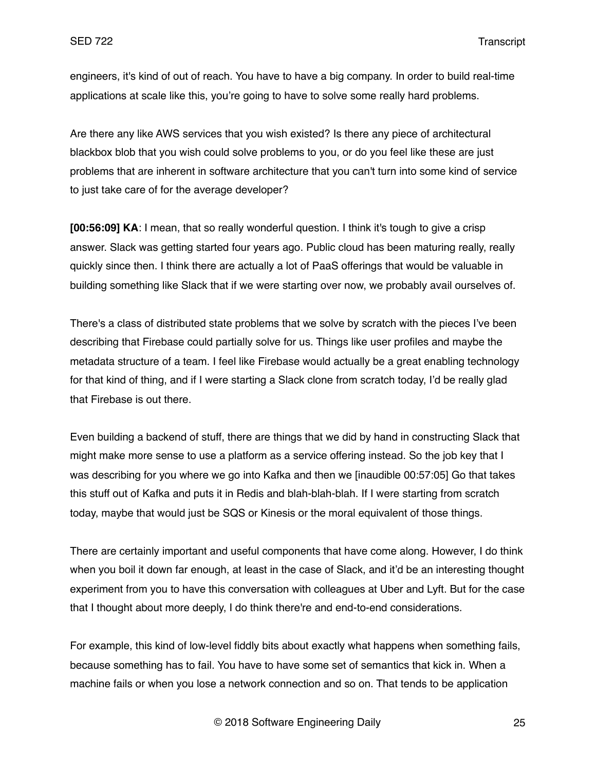engineers, it's kind of out of reach. You have to have a big company. In order to build real-time applications at scale like this, you're going to have to solve some really hard problems.

Are there any like AWS services that you wish existed? Is there any piece of architectural blackbox blob that you wish could solve problems to you, or do you feel like these are just problems that are inherent in software architecture that you can't turn into some kind of service to just take care of for the average developer?

**[00:56:09] KA**: I mean, that so really wonderful question. I think it's tough to give a crisp answer. Slack was getting started four years ago. Public cloud has been maturing really, really quickly since then. I think there are actually a lot of PaaS offerings that would be valuable in building something like Slack that if we were starting over now, we probably avail ourselves of.

There's a class of distributed state problems that we solve by scratch with the pieces I've been describing that Firebase could partially solve for us. Things like user profiles and maybe the metadata structure of a team. I feel like Firebase would actually be a great enabling technology for that kind of thing, and if I were starting a Slack clone from scratch today, I'd be really glad that Firebase is out there.

Even building a backend of stuff, there are things that we did by hand in constructing Slack that might make more sense to use a platform as a service offering instead. So the job key that I was describing for you where we go into Kafka and then we [inaudible 00:57:05] Go that takes this stuff out of Kafka and puts it in Redis and blah-blah-blah. If I were starting from scratch today, maybe that would just be SQS or Kinesis or the moral equivalent of those things.

There are certainly important and useful components that have come along. However, I do think when you boil it down far enough, at least in the case of Slack, and it'd be an interesting thought experiment from you to have this conversation with colleagues at Uber and Lyft. But for the case that I thought about more deeply, I do think there're and end-to-end considerations.

For example, this kind of low-level fiddly bits about exactly what happens when something fails, because something has to fail. You have to have some set of semantics that kick in. When a machine fails or when you lose a network connection and so on. That tends to be application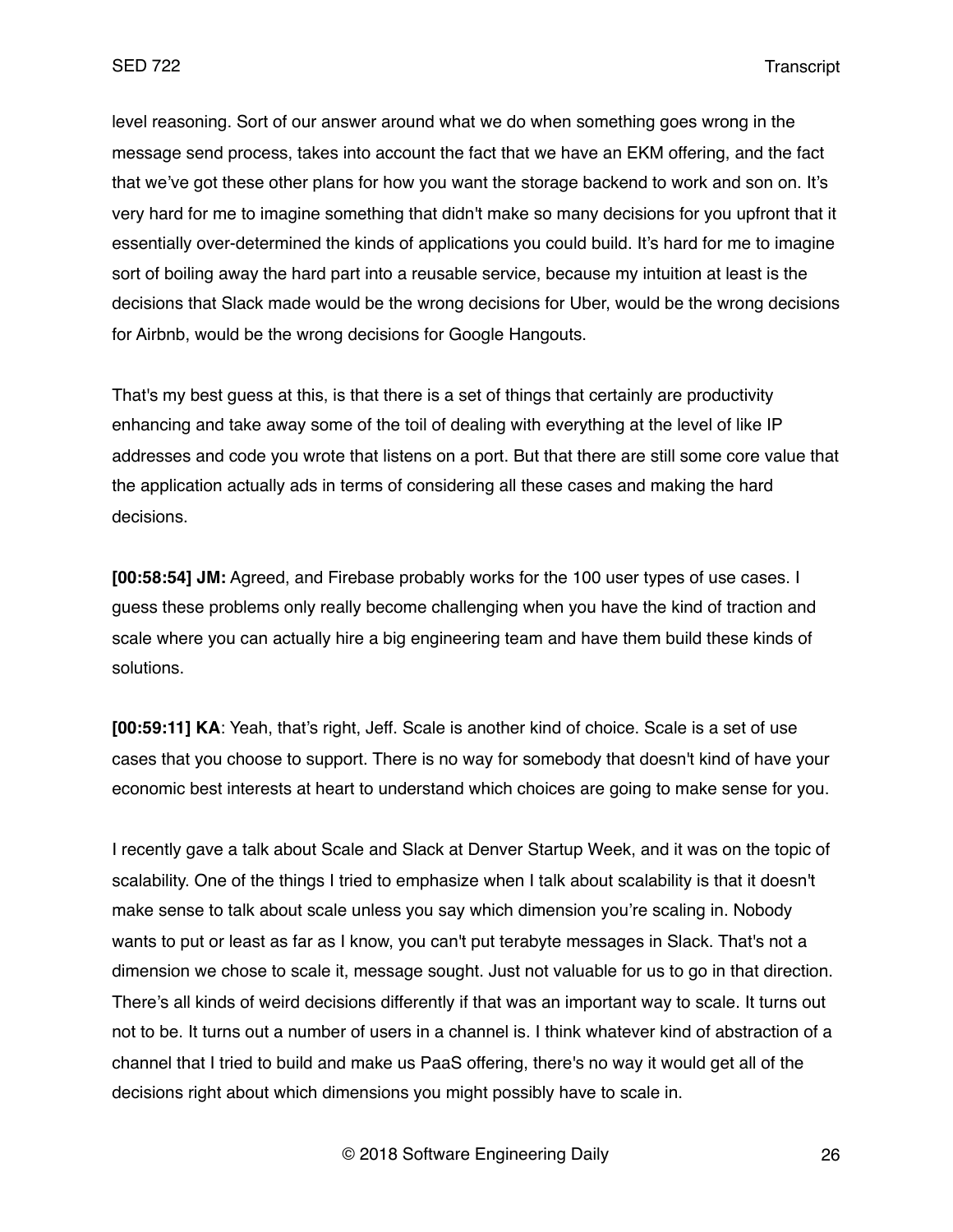level reasoning. Sort of our answer around what we do when something goes wrong in the message send process, takes into account the fact that we have an EKM offering, and the fact that we've got these other plans for how you want the storage backend to work and son on. It's very hard for me to imagine something that didn't make so many decisions for you upfront that it essentially over-determined the kinds of applications you could build. It's hard for me to imagine sort of boiling away the hard part into a reusable service, because my intuition at least is the decisions that Slack made would be the wrong decisions for Uber, would be the wrong decisions for Airbnb, would be the wrong decisions for Google Hangouts.

That's my best guess at this, is that there is a set of things that certainly are productivity enhancing and take away some of the toil of dealing with everything at the level of like IP addresses and code you wrote that listens on a port. But that there are still some core value that the application actually ads in terms of considering all these cases and making the hard decisions.

**[00:58:54] JM:** Agreed, and Firebase probably works for the 100 user types of use cases. I guess these problems only really become challenging when you have the kind of traction and scale where you can actually hire a big engineering team and have them build these kinds of solutions.

**[00:59:11] KA**: Yeah, that's right, Jeff. Scale is another kind of choice. Scale is a set of use cases that you choose to support. There is no way for somebody that doesn't kind of have your economic best interests at heart to understand which choices are going to make sense for you.

I recently gave a talk about Scale and Slack at Denver Startup Week, and it was on the topic of scalability. One of the things I tried to emphasize when I talk about scalability is that it doesn't make sense to talk about scale unless you say which dimension you're scaling in. Nobody wants to put or least as far as I know, you can't put terabyte messages in Slack. That's not a dimension we chose to scale it, message sought. Just not valuable for us to go in that direction. There's all kinds of weird decisions differently if that was an important way to scale. It turns out not to be. It turns out a number of users in a channel is. I think whatever kind of abstraction of a channel that I tried to build and make us PaaS offering, there's no way it would get all of the decisions right about which dimensions you might possibly have to scale in.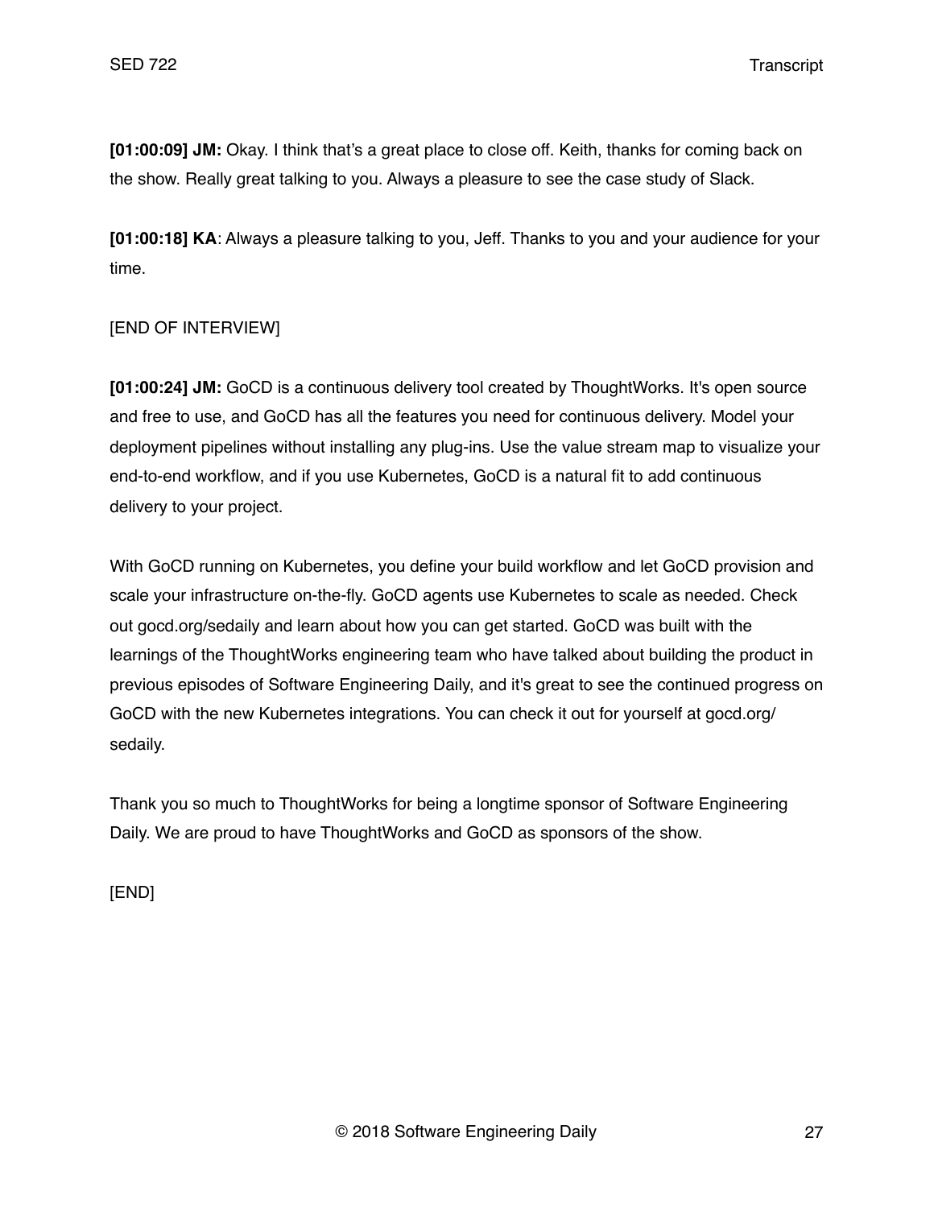**[01:00:09] JM:** Okay. I think that's a great place to close off. Keith, thanks for coming back on the show. Really great talking to you. Always a pleasure to see the case study of Slack.

**[01:00:18] KA**: Always a pleasure talking to you, Jeff. Thanks to you and your audience for your time.

[END OF INTERVIEW]

**[01:00:24] JM:** GoCD is a continuous delivery tool created by ThoughtWorks. It's open source and free to use, and GoCD has all the features you need for continuous delivery. Model your deployment pipelines without installing any plug-ins. Use the value stream map to visualize your end-to-end workflow, and if you use Kubernetes, GoCD is a natural fit to add continuous delivery to your project.

With GoCD running on Kubernetes, you define your build workflow and let GoCD provision and scale your infrastructure on-the-fly. GoCD agents use Kubernetes to scale as needed. Check out gocd.org/sedaily and learn about how you can get started. GoCD was built with the learnings of the ThoughtWorks engineering team who have talked about building the product in previous episodes of Software Engineering Daily, and it's great to see the continued progress on GoCD with the new Kubernetes integrations. You can check it out for yourself at gocd.org/sedaily.

Thank you so much to ThoughtWorks for being a longtime sponsor of Software Engineering Daily. We are proud to have ThoughtWorks and GoCD as sponsors of the show.

[END]